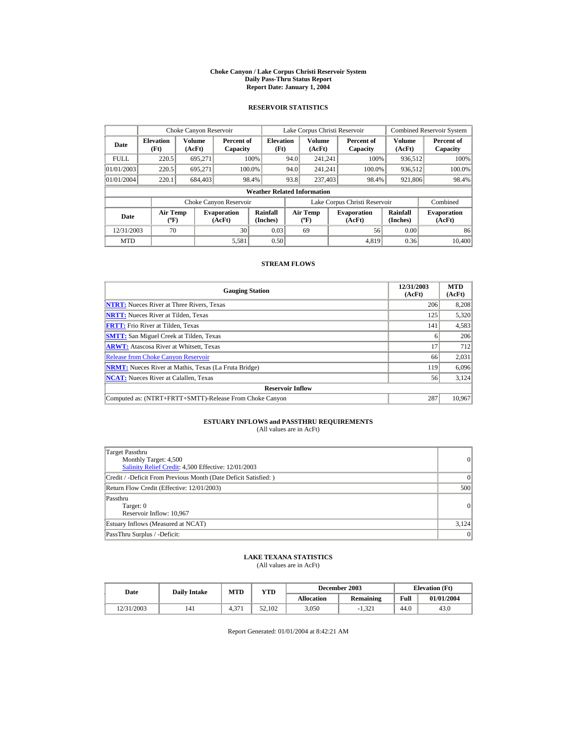# Choke Canyon / Lake Corpus Christi Reservoir System
## Daily Pass-Thru Status Report
## Report Date: January 1, 2004

### RESERVOIR STATISTICS

| Date | Choke Canyon Reservoir | | | Lake Corpus Christi Reservoir | | | Combined Reservoir System | |
|---|---|---|---|---|---|---|---|---|
| | Elevation (Ft) | Volume (AcFt) | Percent of Capacity | Elevation (Ft) | Volume (AcFt) | Percent of Capacity | Volume (AcFt) | Percent of Capacity |
| FULL | 220.5 | 695,271 | 100% | 94.0 | 241,241 | 100% | 936,512 | 100% |
| 01/01/2003 | 220.5 | 695,271 | 100.0% | 94.0 | 241,241 | 100.0% | 936,512 | 100.0% |
| 01/01/2004 | 220.1 | 684,403 | 98.4% | 93.8 | 237,403 | 98.4% | 921,806 | 98.4% |

#### Weather Related Information

| Date | Choke Canyon Reservoir | | | Lake Corpus Christi Reservoir | | | Combined |
|---|---|---|---|---|---|---|---|
| | Air Temp (ºF) | Evaporation (AcFt) | Rainfall (Inches) | Air Temp (ºF) | Evaporation (AcFt) | Rainfall (Inches) | Evaporation (AcFt) |
| 12/31/2003 | 70 | 30 | 0.03 | 69 | 56 | 0.00 | 86 |
| MTD | | 5,581 | 0.50 | | 4,819 | 0.36 | 10,400 |

### STREAM FLOWS

| Gauging Station | 12/31/2003 (AcFt) | MTD (AcFt) |
|---|---|---|
| **NTRT:** Nueces River at Three Rivers, Texas | 206 | 8,208 |
| **NRTT:** Nueces River at Tilden, Texas | 125 | 5,320 |
| **FRTT:** Frio River at Tilden, Texas | 141 | 4,583 |
| **SMTT:** San Miguel Creek at Tilden, Texas | 6 | 206 |
| **ARWT:** Atascosa River at Whitsett, Texas | 17 | 712 |
| Release from Choke Canyon Reservoir | 66 | 2,031 |
| **NRMT:** Nueces River at Mathis, Texas (La Fruta Bridge) | 119 | 6,096 |
| **NCAT:** Nueces River at Calallen, Texas | 56 | 3,124 |
| **Reservoir Inflow** | | |
| Computed as: (NTRT+FRTT+SMTT)-Release From Choke Canyon | 287 | 10,967 |

### ESTUARY INFLOWS and PASSTHRU REQUIREMENTS
(All values are in AcFt)

| | |
|---|---|
| Target Passthru<br>Monthly Target: 4,500<br>Salinity Relief Credit: 4,500 Effective: 12/01/2003 | 0 |
| Credit / -Deficit From Previous Month (Date Deficit Satisfied: ) | 0 |
| Return Flow Credit (Effective: 12/01/2003) | 500 |
| Passthru<br>Target: 0<br>Reservoir Inflow: 10,967 | 0 |
| Estuary Inflows (Measured at NCAT) | 3,124 |
| PassThru Surplus / -Deficit: | 0 |

### LAKE TEXANA STATISTICS
(All values are in AcFt)

| Date | Daily Intake | MTD | YTD | December 2003 | | Elevation (Ft) | |
|---|---|---|---|---|---|---|---|
| | | | | Allocation | Remaining | Full | 01/01/2004 |
| 12/31/2003 | 141 | 4,371 | 52,102 | 3,050 | -1,321 | 44.0 | 43.0 |

Report Generated: 01/01/2004 at 8:42:21 AM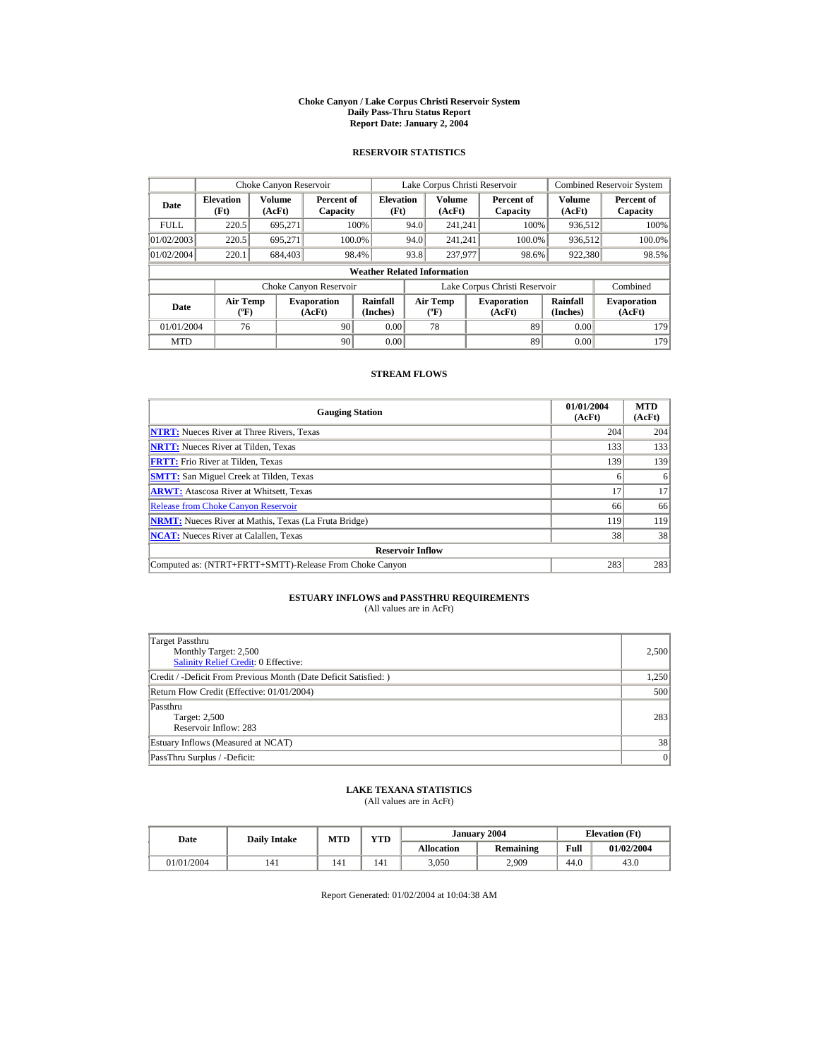# Choke Canyon / Lake Corpus Christi Reservoir System
## Daily Pass-Thru Status Report
## Report Date: January 2, 2004

### RESERVOIR STATISTICS

| Date | Choke Canyon Reservoir | | | Lake Corpus Christi Reservoir | | | Combined Reservoir System | |
|---|---|---|---|---|---|---|---|---|
| | Elevation (Ft) | Volume (AcFt) | Percent of Capacity | Elevation (Ft) | Volume (AcFt) | Percent of Capacity | Volume (AcFt) | Percent of Capacity |
| FULL | 220.5 | 695,271 | 100% | 94.0 | 241,241 | 100% | 936,512 | 100% |
| 01/02/2003 | 220.5 | 695,271 | 100.0% | 94.0 | 241,241 | 100.0% | 936,512 | 100.0% |
| 01/02/2004 | 220.1 | 684,403 | 98.4% | 93.8 | 237,977 | 98.6% | 922,380 | 98.5% |

**Weather Related Information**

| Date | Choke Canyon Reservoir | | | Lake Corpus Christi Reservoir | | | Combined |
|---|---|---|---|---|---|---|---|
| | Air Temp (ºF) | Evaporation (AcFt) | Rainfall (Inches) | Air Temp (ºF) | Evaporation (AcFt) | Rainfall (Inches) | Evaporation (AcFt) |
| 01/01/2004 | 76 | 90 | 0.00 | 78 | 89 | 0.00 | 179 |
| MTD | | 90 | 0.00 | | 89 | 0.00 | 179 |

### STREAM FLOWS

| Gauging Station | 01/01/2004 (AcFt) | MTD (AcFt) |
|---|---|---|
| NTRT: Nueces River at Three Rivers, Texas | 204 | 204 |
| NRTT: Nueces River at Tilden, Texas | 133 | 133 |
| FRTT: Frio River at Tilden, Texas | 139 | 139 |
| SMTT: San Miguel Creek at Tilden, Texas | 6 | 6 |
| ARWT: Atascosa River at Whitsett, Texas | 17 | 17 |
| Release from Choke Canyon Reservoir | 66 | 66 |
| NRMT: Nueces River at Mathis, Texas (La Fruta Bridge) | 119 | 119 |
| NCAT: Nueces River at Calallen, Texas | 38 | 38 |
| **Reservoir Inflow** | | |
| Computed as: (NTRT+FRTT+SMTT)-Release From Choke Canyon | 283 | 283 |

### ESTUARY INFLOWS and PASSTHRU REQUIREMENTS
(All values are in AcFt)

| | |
|---|---|
| Target Passthru<br>Monthly Target: 2,500<br>Salinity Relief Credit: 0 Effective: | 2,500 |
| Credit / -Deficit From Previous Month (Date Deficit Satisfied: ) | 1,250 |
| Return Flow Credit (Effective: 01/01/2004) | 500 |
| Passthru<br>Target: 2,500<br>Reservoir Inflow: 283 | 283 |
| Estuary Inflows (Measured at NCAT) | 38 |
| PassThru Surplus / -Deficit: | 0 |

### LAKE TEXANA STATISTICS
(All values are in AcFt)

| Date | Daily Intake | MTD | YTD | January 2004 | | Elevation (Ft) | |
|---|---|---|---|---|---|---|---|
| | | | | Allocation | Remaining | Full | 01/02/2004 |
| 01/01/2004 | 141 | 141 | 141 | 3,050 | 2,909 | 44.0 | 43.0 |

Report Generated: 01/02/2004 at 10:04:38 AM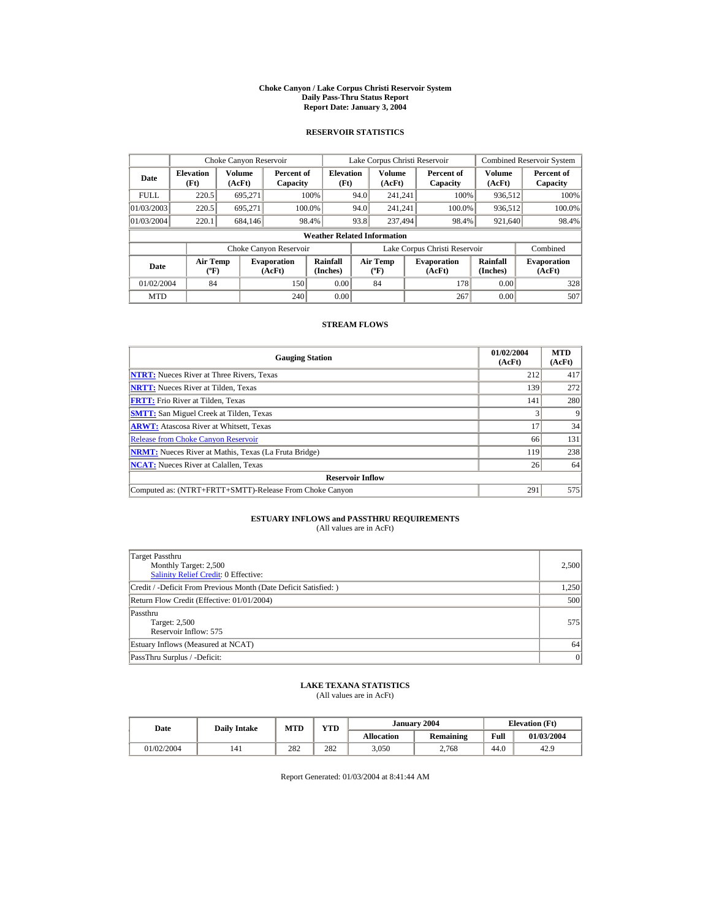# Choke Canyon / Lake Corpus Christi Reservoir System
## Daily Pass-Thru Status Report
## Report Date: January 3, 2004

### RESERVOIR STATISTICS

| Date | Choke Canyon Reservoir | | | Lake Corpus Christi Reservoir | | | Combined Reservoir System | |
|---|---|---|---|---|---|---|---|---|
| | Elevation (Ft) | Volume (AcFt) | Percent of Capacity | Elevation (Ft) | Volume (AcFt) | Percent of Capacity | Volume (AcFt) | Percent of Capacity |
| FULL | 220.5 | 695,271 | 100% | 94.0 | 241,241 | 100% | 936,512 | 100% |
| 01/03/2003 | 220.5 | 695,271 | 100.0% | 94.0 | 241,241 | 100.0% | 936,512 | 100.0% |
| 01/03/2004 | 220.1 | 684,146 | 98.4% | 93.8 | 237,494 | 98.4% | 921,640 | 98.4% |

**Weather Related Information**

| Date | Choke Canyon Reservoir | | | Lake Corpus Christi Reservoir | | | Combined |
|---|---|---|---|---|---|---|---|
| | Air Temp (ºF) | Evaporation (AcFt) | Rainfall (Inches) | Air Temp (ºF) | Evaporation (AcFt) | Rainfall (Inches) | Evaporation (AcFt) |
| 01/02/2004 | 84 | 150 | 0.00 | 84 | 178 | 0.00 | 328 |
| MTD | | 240 | 0.00 | | 267 | 0.00 | 507 |

### STREAM FLOWS

| Gauging Station | 01/02/2004 (AcFt) | MTD (AcFt) |
|---|---|---|
| NTRT: Nueces River at Three Rivers, Texas | 212 | 417 |
| NRTT: Nueces River at Tilden, Texas | 139 | 272 |
| FRTT: Frio River at Tilden, Texas | 141 | 280 |
| SMTT: San Miguel Creek at Tilden, Texas | 3 | 9 |
| ARWT: Atascosa River at Whitsett, Texas | 17 | 34 |
| Release from Choke Canyon Reservoir | 66 | 131 |
| NRMT: Nueces River at Mathis, Texas (La Fruta Bridge) | 119 | 238 |
| NCAT: Nueces River at Calallen, Texas | 26 | 64 |
| **Reservoir Inflow** | | |
| Computed as: (NTRT+FRTT+SMTT)-Release From Choke Canyon | 291 | 575 |

### ESTUARY INFLOWS and PASSTHRU REQUIREMENTS
(All values are in AcFt)

| | |
|---|---|
| Target Passthru<br>Monthly Target: 2,500<br>Salinity Relief Credit: 0 Effective: | 2,500 |
| Credit / -Deficit From Previous Month (Date Deficit Satisfied: ) | 1,250 |
| Return Flow Credit (Effective: 01/01/2004) | 500 |
| Passthru<br>Target: 2,500<br>Reservoir Inflow: 575 | 575 |
| Estuary Inflows (Measured at NCAT) | 64 |
| PassThru Surplus / -Deficit: | 0 |

### LAKE TEXANA STATISTICS
(All values are in AcFt)

| Date | Daily Intake | MTD | YTD | January 2004 | | Elevation (Ft) | |
|---|---|---|---|---|---|---|---|
| | | | | Allocation | Remaining | Full | 01/03/2004 |
| 01/02/2004 | 141 | 282 | 282 | 3,050 | 2,768 | 44.0 | 42.9 |

Report Generated: 01/03/2004 at 8:41:44 AM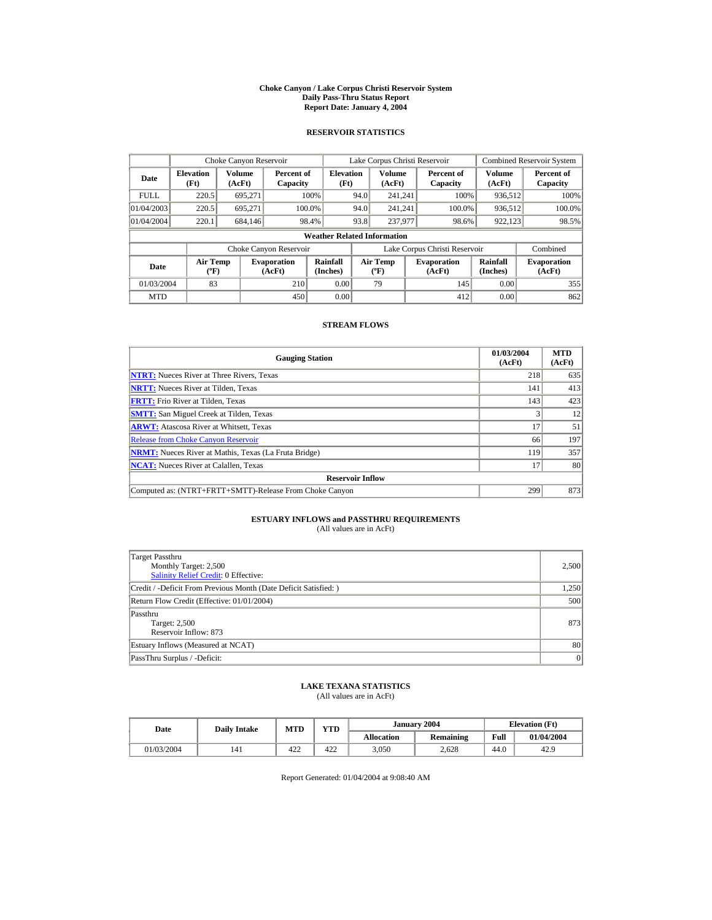# Choke Canyon / Lake Corpus Christi Reservoir System
## Daily Pass-Thru Status Report
## Report Date: January 4, 2004

### RESERVOIR STATISTICS

| Date | Choke Canyon Reservoir | | | Lake Corpus Christi Reservoir | | | Combined Reservoir System | |
|---|---|---|---|---|---|---|---|---|
| | Elevation (Ft) | Volume (AcFt) | Percent of Capacity | Elevation (Ft) | Volume (AcFt) | Percent of Capacity | Volume (AcFt) | Percent of Capacity |
| FULL | 220.5 | 695,271 | 100% | 94.0 | 241,241 | 100% | 936,512 | 100% |
| 01/04/2003 | 220.5 | 695,271 | 100.0% | 94.0 | 241,241 | 100.0% | 936,512 | 100.0% |
| 01/04/2004 | 220.1 | 684,146 | 98.4% | 93.8 | 237,977 | 98.6% | 922,123 | 98.5% |

**Weather Related Information**

| Date | Choke Canyon Reservoir | | | Lake Corpus Christi Reservoir | | | Combined |
|---|---|---|---|---|---|---|---|
| | Air Temp (ºF) | Evaporation (AcFt) | Rainfall (Inches) | Air Temp (ºF) | Evaporation (AcFt) | Rainfall (Inches) | Evaporation (AcFt) |
| 01/03/2004 | 83 | 210 | 0.00 | 79 | 145 | 0.00 | 355 |
| MTD | | 450 | 0.00 | | 412 | 0.00 | 862 |

### STREAM FLOWS

| Gauging Station | 01/03/2004 (AcFt) | MTD (AcFt) |
|---|---|---|
| **NTRT:** Nueces River at Three Rivers, Texas | 218 | 635 |
| **NRTT:** Nueces River at Tilden, Texas | 141 | 413 |
| **FRTT:** Frio River at Tilden, Texas | 143 | 423 |
| **SMTT:** San Miguel Creek at Tilden, Texas | 3 | 12 |
| **ARWT:** Atascosa River at Whitsett, Texas | 17 | 51 |
| Release from Choke Canyon Reservoir | 66 | 197 |
| **NRMT:** Nueces River at Mathis, Texas (La Fruta Bridge) | 119 | 357 |
| **NCAT:** Nueces River at Calallen, Texas | 17 | 80 |
| **Reservoir Inflow** | | |
| Computed as: (NTRT+FRTT+SMTT)-Release From Choke Canyon | 299 | 873 |

### ESTUARY INFLOWS and PASSTHRU REQUIREMENTS
(All values are in AcFt)

| | |
|---|---|
| Target Passthru<br>Monthly Target: 2,500<br>Salinity Relief Credit: 0 Effective: | 2,500 |
| Credit / -Deficit From Previous Month (Date Deficit Satisfied: ) | 1,250 |
| Return Flow Credit (Effective: 01/01/2004) | 500 |
| Passthru<br>Target: 2,500<br>Reservoir Inflow: 873 | 873 |
| Estuary Inflows (Measured at NCAT) | 80 |
| PassThru Surplus / -Deficit: | 0 |

### LAKE TEXANA STATISTICS
(All values are in AcFt)

| Date | Daily Intake | MTD | YTD | January 2004 | | Elevation (Ft) | |
|---|---|---|---|---|---|---|---|
| | | | | Allocation | Remaining | Full | 01/04/2004 |
| 01/03/2004 | 141 | 422 | 422 | 3,050 | 2,628 | 44.0 | 42.9 |

Report Generated: 01/04/2004 at 9:08:40 AM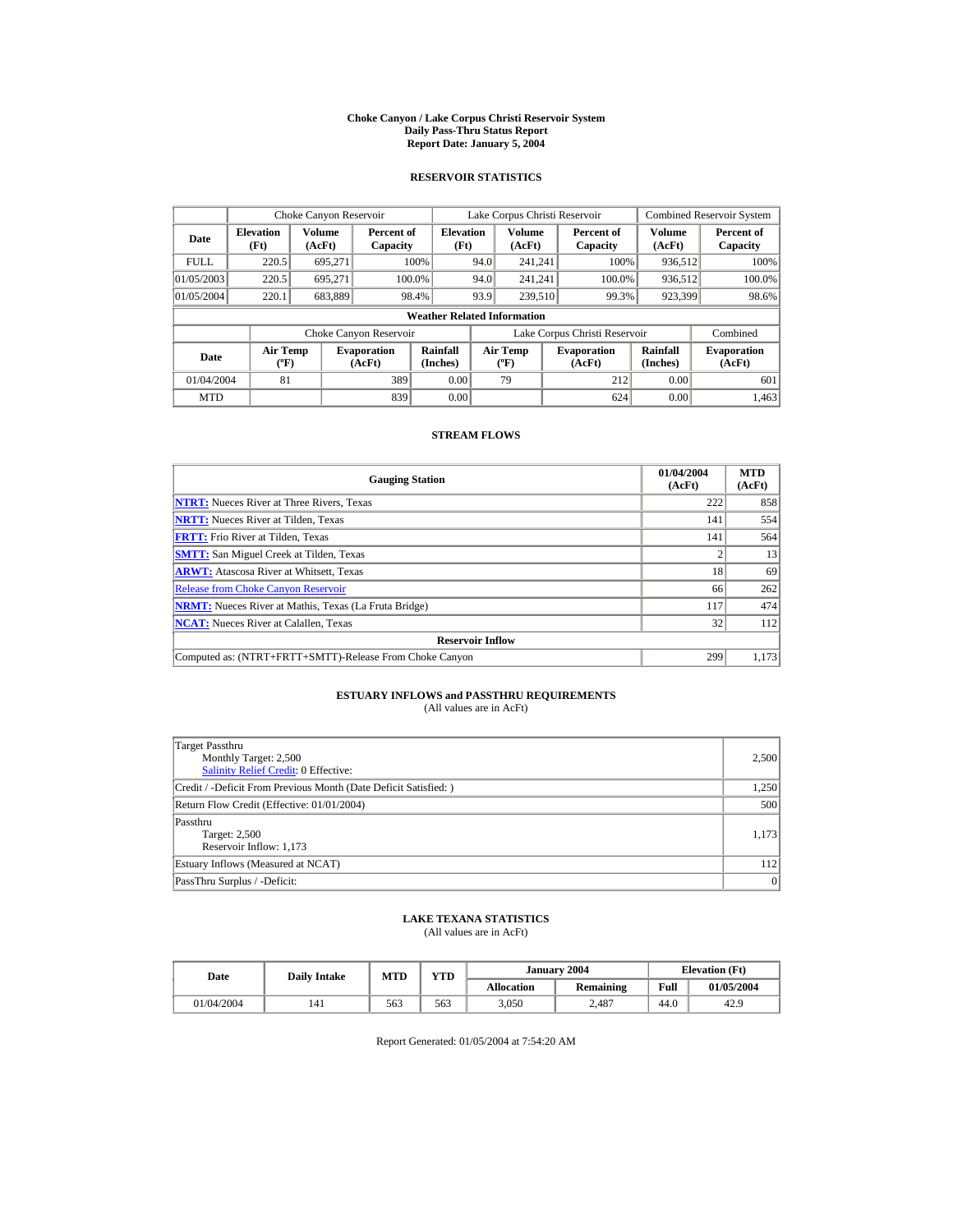# Choke Canyon / Lake Corpus Christi Reservoir System
## Daily Pass-Thru Status Report
## Report Date: January 5, 2004

### RESERVOIR STATISTICS

| | Choke Canyon Reservoir | | | Lake Corpus Christi Reservoir | | | Combined Reservoir System | |
|---|---|---|---|---|---|---|---|---|
| Date | Elevation (Ft) | Volume (AcFt) | Percent of Capacity | Elevation (Ft) | Volume (AcFt) | Percent of Capacity | Volume (AcFt) | Percent of Capacity |
| FULL | 220.5 | 695,271 | 100% | 94.0 | 241,241 | 100% | 936,512 | 100% |
| 01/05/2003 | 220.5 | 695,271 | 100.0% | 94.0 | 241,241 | 100.0% | 936,512 | 100.0% |
| 01/05/2004 | 220.1 | 683,889 | 98.4% | 93.9 | 239,510 | 99.3% | 923,399 | 98.6% |

**Weather Related Information**

| | Choke Canyon Reservoir | | | Lake Corpus Christi Reservoir | | | Combined |
|---|---|---|---|---|---|---|---|
| Date | Air Temp (ºF) | Evaporation (AcFt) | Rainfall (Inches) | Air Temp (ºF) | Evaporation (AcFt) | Rainfall (Inches) | Evaporation (AcFt) |
| 01/04/2004 | 81 | 389 | 0.00 | 79 | 212 | 0.00 | 601 |
| MTD | | 839 | 0.00 | | 624 | 0.00 | 1,463 |

### STREAM FLOWS

| Gauging Station | 01/04/2004 (AcFt) | MTD (AcFt) |
|---|---|---|
| **NTRT:** Nueces River at Three Rivers, Texas | 222 | 858 |
| **NRTT:** Nueces River at Tilden, Texas | 141 | 554 |
| **FRTT:** Frio River at Tilden, Texas | 141 | 564 |
| **SMTT:** San Miguel Creek at Tilden, Texas | 2 | 13 |
| **ARWT:** Atascosa River at Whitsett, Texas | 18 | 69 |
| Release from Choke Canyon Reservoir | 66 | 262 |
| **NRMT:** Nueces River at Mathis, Texas (La Fruta Bridge) | 117 | 474 |
| **NCAT:** Nueces River at Calallen, Texas | 32 | 112 |
| **Reservoir Inflow** | | |
| Computed as: (NTRT+FRTT+SMTT)-Release From Choke Canyon | 299 | 1,173 |

### ESTUARY INFLOWS and PASSTHRU REQUIREMENTS
(All values are in AcFt)

| | |
|---|---|
| Target Passthru<br>Monthly Target: 2,500<br>Salinity Relief Credit: 0 Effective: | 2,500 |
| Credit / -Deficit From Previous Month (Date Deficit Satisfied: ) | 1,250 |
| Return Flow Credit (Effective: 01/01/2004) | 500 |
| Passthru<br>Target: 2,500<br>Reservoir Inflow: 1,173 | 1,173 |
| Estuary Inflows (Measured at NCAT) | 112 |
| PassThru Surplus / -Deficit: | 0 |

### LAKE TEXANA STATISTICS
(All values are in AcFt)

| Date | Daily Intake | MTD | YTD | January 2004 | | Elevation (Ft) | |
|---|---|---|---|---|---|---|---|
| | | | | Allocation | Remaining | Full | 01/05/2004 |
| 01/04/2004 | 141 | 563 | 563 | 3,050 | 2,487 | 44.0 | 42.9 |

Report Generated: 01/05/2004 at 7:54:20 AM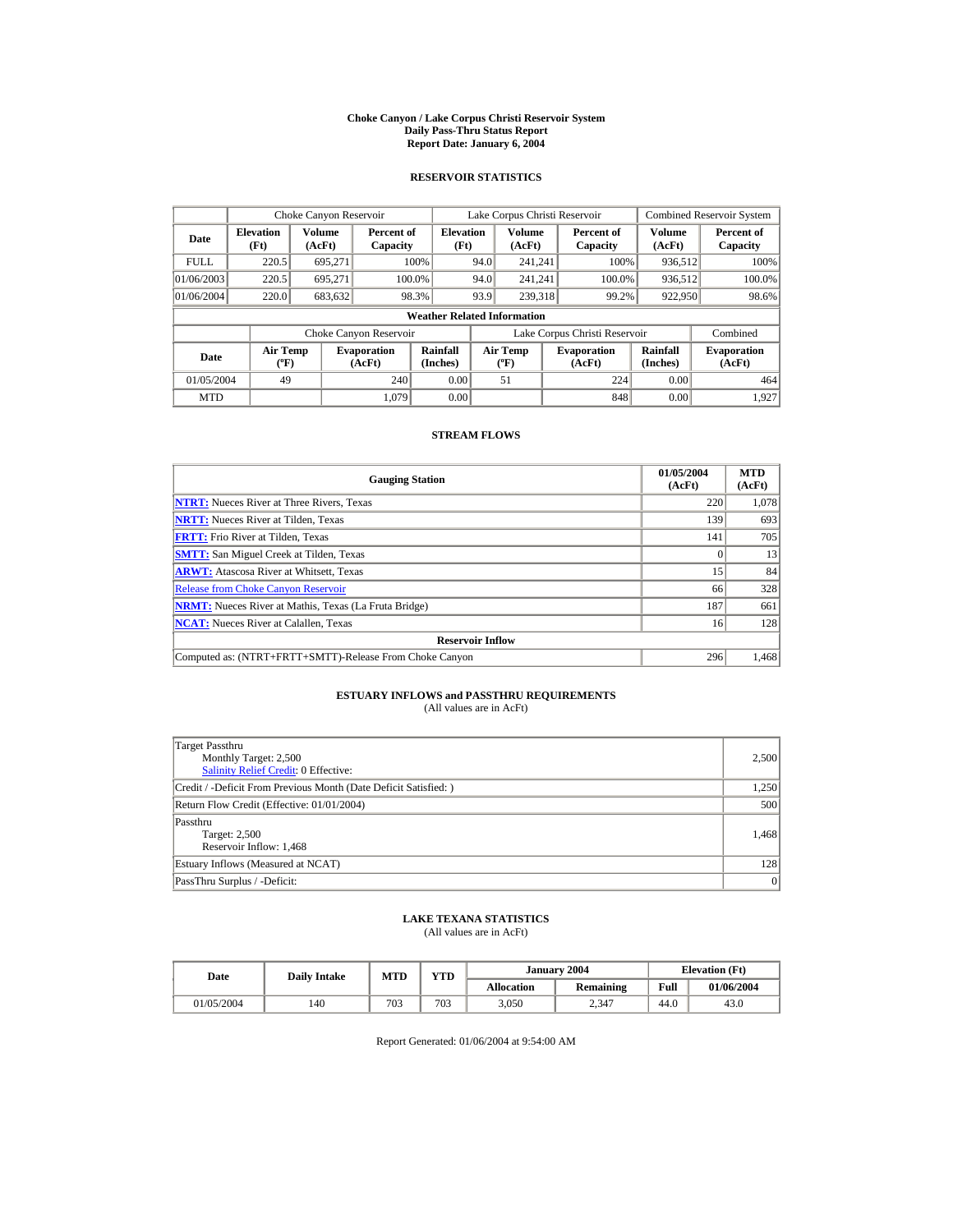# Choke Canyon / Lake Corpus Christi Reservoir System
## Daily Pass-Thru Status Report
## Report Date: January 6, 2004

### RESERVOIR STATISTICS

| | Choke Canyon Reservoir | | | Lake Corpus Christi Reservoir | | | Combined Reservoir System | |
|---|---|---|---|---|---|---|---|---|
| Date | Elevation (Ft) | Volume (AcFt) | Percent of Capacity | Elevation (Ft) | Volume (AcFt) | Percent of Capacity | Volume (AcFt) | Percent of Capacity |
| FULL | 220.5 | 695,271 | 100% | 94.0 | 241,241 | 100% | 936,512 | 100% |
| 01/06/2003 | 220.5 | 695,271 | 100.0% | 94.0 | 241,241 | 100.0% | 936,512 | 100.0% |
| 01/06/2004 | 220.0 | 683,632 | 98.3% | 93.9 | 239,318 | 99.2% | 922,950 | 98.6% |

**Weather Related Information**

| | Choke Canyon Reservoir | | | Lake Corpus Christi Reservoir | | | Combined |
|---|---|---|---|---|---|---|---|
| Date | Air Temp (ºF) | Evaporation (AcFt) | Rainfall (Inches) | Air Temp (ºF) | Evaporation (AcFt) | Rainfall (Inches) | Evaporation (AcFt) |
| 01/05/2004 | 49 | 240 | 0.00 | 51 | 224 | 0.00 | 464 |
| MTD | | 1,079 | 0.00 | | 848 | 0.00 | 1,927 |

### STREAM FLOWS

| Gauging Station | 01/05/2004 (AcFt) | MTD (AcFt) |
|---|---|---|
| NTRT: Nueces River at Three Rivers, Texas | 220 | 1,078 |
| NRTT: Nueces River at Tilden, Texas | 139 | 693 |
| FRTT: Frio River at Tilden, Texas | 141 | 705 |
| SMTT: San Miguel Creek at Tilden, Texas | 0 | 13 |
| ARWT: Atascosa River at Whitsett, Texas | 15 | 84 |
| Release from Choke Canyon Reservoir | 66 | 328 |
| NRMT: Nueces River at Mathis, Texas (La Fruta Bridge) | 187 | 661 |
| NCAT: Nueces River at Calallen, Texas | 16 | 128 |
| **Reservoir Inflow** | | |
| Computed as: (NTRT+FRTT+SMTT)-Release From Choke Canyon | 296 | 1,468 |

### ESTUARY INFLOWS and PASSTHRU REQUIREMENTS
(All values are in AcFt)

| | |
|---|---|
| Target Passthru<br>Monthly Target: 2,500<br>Salinity Relief Credit: 0 Effective: | 2,500 |
| Credit / -Deficit From Previous Month (Date Deficit Satisfied: ) | 1,250 |
| Return Flow Credit (Effective: 01/01/2004) | 500 |
| Passthru<br>Target: 2,500<br>Reservoir Inflow: 1,468 | 1,468 |
| Estuary Inflows (Measured at NCAT) | 128 |
| PassThru Surplus / -Deficit: | 0 |

### LAKE TEXANA STATISTICS
(All values are in AcFt)

| Date | Daily Intake | MTD | YTD | January 2004 | | Elevation (Ft) | |
|---|---|---|---|---|---|---|---|
| | | | | Allocation | Remaining | Full | 01/06/2004 |
| 01/05/2004 | 140 | 703 | 703 | 3,050 | 2,347 | 44.0 | 43.0 |

Report Generated: 01/06/2004 at 9:54:00 AM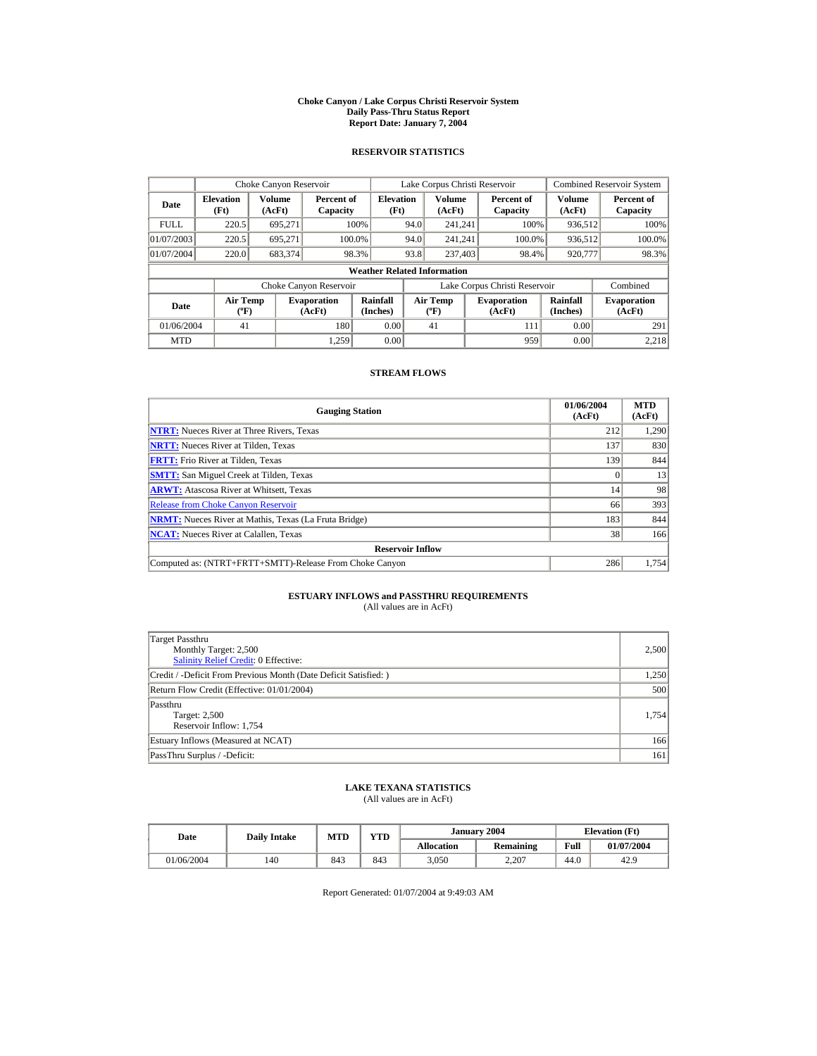# Choke Canyon / Lake Corpus Christi Reservoir System
## Daily Pass-Thru Status Report
### Report Date: January 7, 2004

## RESERVOIR STATISTICS

| | Choke Canyon Reservoir | | | Lake Corpus Christi Reservoir | | | Combined Reservoir System | |
|---|---|---|---|---|---|---|---|---|
| **Date** | **Elevation (Ft)** | **Volume (AcFt)** | **Percent of Capacity** | **Elevation (Ft)** | **Volume (AcFt)** | **Percent of Capacity** | **Volume (AcFt)** | **Percent of Capacity** |
| FULL | 220.5 | 695,271 | 100% | 94.0 | 241,241 | 100% | 936,512 | 100% |
| 01/07/2003 | 220.5 | 695,271 | 100.0% | 94.0 | 241,241 | 100.0% | 936,512 | 100.0% |
| 01/07/2004 | 220.0 | 683,374 | 98.3% | 93.8 | 237,403 | 98.4% | 920,777 | 98.3% |

**Weather Related Information**

| | Choke Canyon Reservoir | | | Lake Corpus Christi Reservoir | | | Combined |
|---|---|---|---|---|---|---|---|
| **Date** | **Air Temp (ºF)** | **Evaporation (AcFt)** | **Rainfall (Inches)** | **Air Temp (ºF)** | **Evaporation (AcFt)** | **Rainfall (Inches)** | **Evaporation (AcFt)** |
| 01/06/2004 | 41 | 180 | 0.00 | 41 | 111 | 0.00 | 291 |
| MTD | | 1,259 | 0.00 | | 959 | 0.00 | 2,218 |

## STREAM FLOWS

| Gauging Station | 01/06/2004 (AcFt) | MTD (AcFt) |
|---|---|---|
| **NTRT:** Nueces River at Three Rivers, Texas | 212 | 1,290 |
| **NRTT:** Nueces River at Tilden, Texas | 137 | 830 |
| **FRTT:** Frio River at Tilden, Texas | 139 | 844 |
| **SMTT:** San Miguel Creek at Tilden, Texas | 0 | 13 |
| **ARWT:** Atascosa River at Whitsett, Texas | 14 | 98 |
| Release from Choke Canyon Reservoir | 66 | 393 |
| **NRMT:** Nueces River at Mathis, Texas (La Fruta Bridge) | 183 | 844 |
| **NCAT:** Nueces River at Calallen, Texas | 38 | 166 |
| **Reservoir Inflow** | | |
| Computed as: (NTRT+FRTT+SMTT)-Release From Choke Canyon | 286 | 1,754 |

## ESTUARY INFLOWS and PASSTHRU REQUIREMENTS
(All values are in AcFt)

| | |
|---|---|
| Target Passthru<br>Monthly Target: 2,500<br>Salinity Relief Credit: 0 Effective: | 2,500 |
| Credit / -Deficit From Previous Month (Date Deficit Satisfied: ) | 1,250 |
| Return Flow Credit (Effective: 01/01/2004) | 500 |
| Passthru<br>Target: 2,500<br>Reservoir Inflow: 1,754 | 1,754 |
| Estuary Inflows (Measured at NCAT) | 166 |
| PassThru Surplus / -Deficit: | 161 |

## LAKE TEXANA STATISTICS
(All values are in AcFt)

| Date | Daily Intake | MTD | YTD | January 2004 | | Elevation (Ft) | |
|---|---|---|---|---|---|---|---|
| | | | | **Allocation** | **Remaining** | **Full** | **01/07/2004** |
| 01/06/2004 | 140 | 843 | 843 | 3,050 | 2,207 | 44.0 | 42.9 |

Report Generated: 01/07/2004 at 9:49:03 AM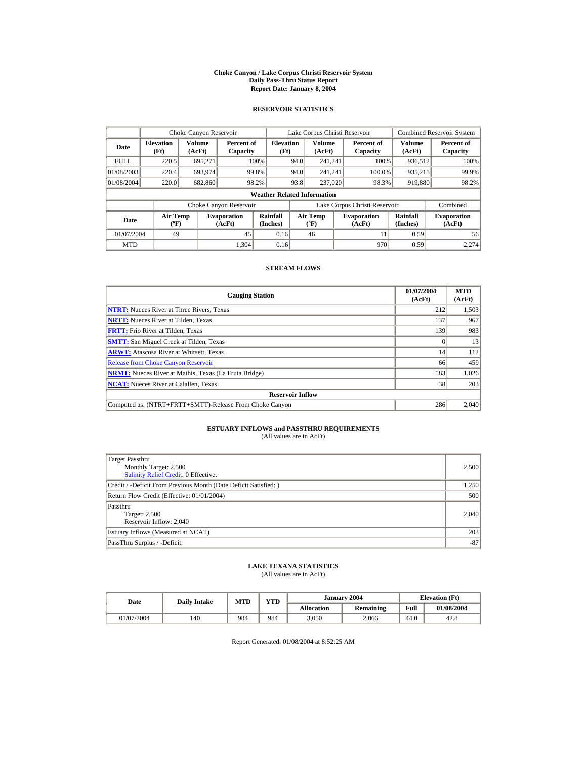# Choke Canyon / Lake Corpus Christi Reservoir System
## Daily Pass-Thru Status Report
## Report Date: January 8, 2004

### RESERVOIR STATISTICS

| | Choke Canyon Reservoir | | | Lake Corpus Christi Reservoir | | | Combined Reservoir System | |
|---|---|---|---|---|---|---|---|---|
| **Date** | **Elevation (Ft)** | **Volume (AcFt)** | **Percent of Capacity** | **Elevation (Ft)** | **Volume (AcFt)** | **Percent of Capacity** | **Volume (AcFt)** | **Percent of Capacity** |
| FULL | 220.5 | 695,271 | 100% | 94.0 | 241,241 | 100% | 936,512 | 100% |
| 01/08/2003 | 220.4 | 693,974 | 99.8% | 94.0 | 241,241 | 100.0% | 935,215 | 99.9% |
| 01/08/2004 | 220.0 | 682,860 | 98.2% | 93.8 | 237,020 | 98.3% | 919,880 | 98.2% |

**Weather Related Information**

| | Choke Canyon Reservoir | | | Lake Corpus Christi Reservoir | | | Combined |
|---|---|---|---|---|---|---|---|
| **Date** | **Air Temp (ºF)** | **Evaporation (AcFt)** | **Rainfall (Inches)** | **Air Temp (ºF)** | **Evaporation (AcFt)** | **Rainfall (Inches)** | **Evaporation (AcFt)** |
| 01/07/2004 | 49 | 45 | 0.16 | 46 | 11 | 0.59 | 56 |
| MTD | | 1,304 | 0.16 | | 970 | 0.59 | 2,274 |

### STREAM FLOWS

| Gauging Station | 01/07/2004 (AcFt) | MTD (AcFt) |
|---|---|---|
| **NTRT:** Nueces River at Three Rivers, Texas | 212 | 1,503 |
| **NRTT:** Nueces River at Tilden, Texas | 137 | 967 |
| **FRTT:** Frio River at Tilden, Texas | 139 | 983 |
| **SMTT:** San Miguel Creek at Tilden, Texas | 0 | 13 |
| **ARWT:** Atascosa River at Whitsett, Texas | 14 | 112 |
| Release from Choke Canyon Reservoir | 66 | 459 |
| **NRMT:** Nueces River at Mathis, Texas (La Fruta Bridge) | 183 | 1,026 |
| **NCAT:** Nueces River at Calallen, Texas | 38 | 203 |
| **Reservoir Inflow** | | |
| Computed as: (NTRT+FRTT+SMTT)-Release From Choke Canyon | 286 | 2,040 |

### ESTUARY INFLOWS and PASSTHRU REQUIREMENTS
(All values are in AcFt)

| | |
|---|---|
| Target Passthru<br>Monthly Target: 2,500<br>Salinity Relief Credit: 0 Effective: | 2,500 |
| Credit / -Deficit From Previous Month (Date Deficit Satisfied: ) | 1,250 |
| Return Flow Credit (Effective: 01/01/2004) | 500 |
| Passthru<br>Target: 2,500<br>Reservoir Inflow: 2,040 | 2,040 |
| Estuary Inflows (Measured at NCAT) | 203 |
| PassThru Surplus / -Deficit: | -87 |

### LAKE TEXANA STATISTICS
(All values are in AcFt)

| Date | Daily Intake | MTD | YTD | January 2004 | | Elevation (Ft) | |
|---|---|---|---|---|---|---|---|
| | | | | **Allocation** | **Remaining** | **Full** | **01/08/2004** |
| 01/07/2004 | 140 | 984 | 984 | 3,050 | 2,066 | 44.0 | 42.8 |

Report Generated: 01/08/2004 at 8:52:25 AM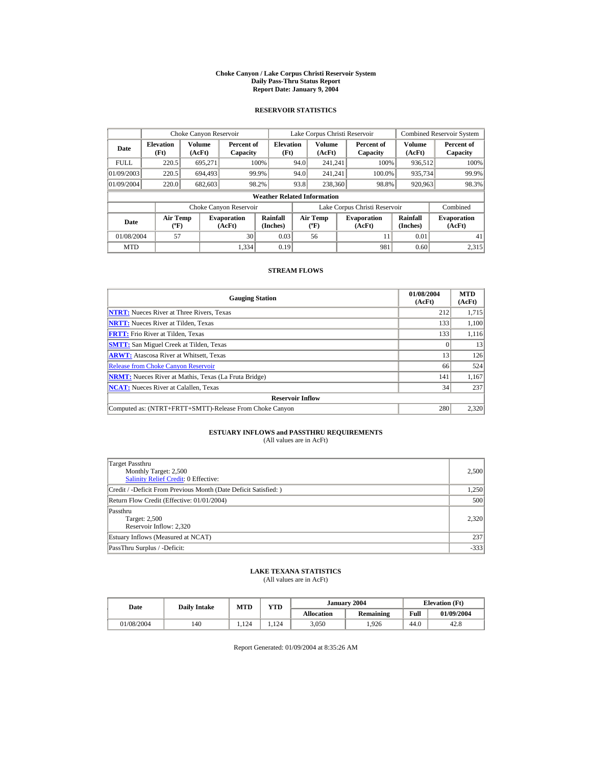# Choke Canyon / Lake Corpus Christi Reservoir System
## Daily Pass-Thru Status Report
### Report Date: January 9, 2004

## RESERVOIR STATISTICS

| | Choke Canyon Reservoir | | | Lake Corpus Christi Reservoir | | | Combined Reservoir System | |
|---|---|---|---|---|---|---|---|---|
| Date | Elevation (Ft) | Volume (AcFt) | Percent of Capacity | Elevation (Ft) | Volume (AcFt) | Percent of Capacity | Volume (AcFt) | Percent of Capacity |
| FULL | 220.5 | 695,271 | 100% | 94.0 | 241,241 | 100% | 936,512 | 100% |
| 01/09/2003 | 220.5 | 694,493 | 99.9% | 94.0 | 241,241 | 100.0% | 935,734 | 99.9% |
| 01/09/2004 | 220.0 | 682,603 | 98.2% | 93.8 | 238,360 | 98.8% | 920,963 | 98.3% |

**Weather Related Information**

| | Choke Canyon Reservoir | | | Lake Corpus Christi Reservoir | | | Combined |
|---|---|---|---|---|---|---|---|
| Date | Air Temp (ºF) | Evaporation (AcFt) | Rainfall (Inches) | Air Temp (ºF) | Evaporation (AcFt) | Rainfall (Inches) | Evaporation (AcFt) |
| 01/08/2004 | 57 | 30 | 0.03 | 56 | 11 | 0.01 | 41 |
| MTD | | 1,334 | 0.19 | | 981 | 0.60 | 2,315 |

## STREAM FLOWS

| Gauging Station | 01/08/2004 (AcFt) | MTD (AcFt) |
|---|---|---|
| NTRT: Nueces River at Three Rivers, Texas | 212 | 1,715 |
| NRTT: Nueces River at Tilden, Texas | 133 | 1,100 |
| FRTT: Frio River at Tilden, Texas | 133 | 1,116 |
| SMTT: San Miguel Creek at Tilden, Texas | 0 | 13 |
| ARWT: Atascosa River at Whitsett, Texas | 13 | 126 |
| Release from Choke Canyon Reservoir | 66 | 524 |
| NRMT: Nueces River at Mathis, Texas (La Fruta Bridge) | 141 | 1,167 |
| NCAT: Nueces River at Calallen, Texas | 34 | 237 |
| **Reservoir Inflow** | | |
| Computed as: (NTRT+FRTT+SMTT)-Release From Choke Canyon | 280 | 2,320 |

## ESTUARY INFLOWS and PASSTHRU REQUIREMENTS
(All values are in AcFt)

| | |
|---|---|
| Target Passthru<br>Monthly Target: 2,500<br>Salinity Relief Credit: 0 Effective: | 2,500 |
| Credit / -Deficit From Previous Month (Date Deficit Satisfied: ) | 1,250 |
| Return Flow Credit (Effective: 01/01/2004) | 500 |
| Passthru<br>Target: 2,500<br>Reservoir Inflow: 2,320 | 2,320 |
| Estuary Inflows (Measured at NCAT) | 237 |
| PassThru Surplus / -Deficit: | -333 |

## LAKE TEXANA STATISTICS
(All values are in AcFt)

| Date | Daily Intake | MTD | YTD | January 2004 | | Elevation (Ft) | |
|---|---|---|---|---|---|---|---|
| | | | | Allocation | Remaining | Full | 01/09/2004 |
| 01/08/2004 | 140 | 1,124 | 1,124 | 3,050 | 1,926 | 44.0 | 42.8 |

Report Generated: 01/09/2004 at 8:35:26 AM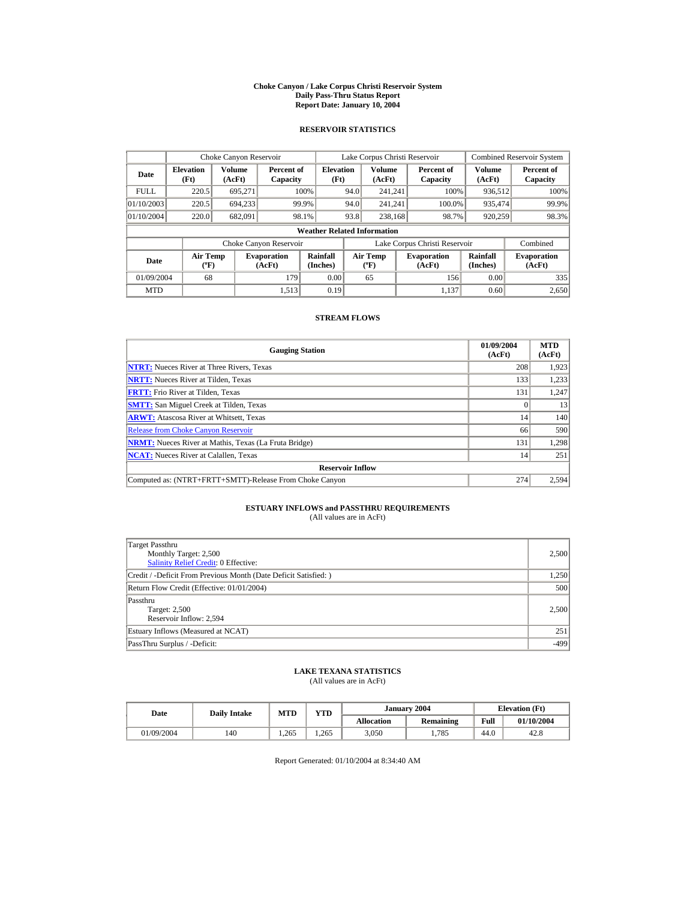# Choke Canyon / Lake Corpus Christi Reservoir System
## Daily Pass-Thru Status Report
## Report Date: January 10, 2004

### RESERVOIR STATISTICS

| Date | Choke Canyon Reservoir | | | Lake Corpus Christi Reservoir | | | Combined Reservoir System | |
|---|---|---|---|---|---|---|---|---|
| | Elevation (Ft) | Volume (AcFt) | Percent of Capacity | Elevation (Ft) | Volume (AcFt) | Percent of Capacity | Volume (AcFt) | Percent of Capacity |
| FULL | 220.5 | 695,271 | 100% | 94.0 | 241,241 | 100% | 936,512 | 100% |
| 01/10/2003 | 220.5 | 694,233 | 99.9% | 94.0 | 241,241 | 100.0% | 935,474 | 99.9% |
| 01/10/2004 | 220.0 | 682,091 | 98.1% | 93.8 | 238,168 | 98.7% | 920,259 | 98.3% |

**Weather Related Information**

| Date | Choke Canyon Reservoir | | | Lake Corpus Christi Reservoir | | | Combined |
|---|---|---|---|---|---|---|---|
| | Air Temp (ºF) | Evaporation (AcFt) | Rainfall (Inches) | Air Temp (ºF) | Evaporation (AcFt) | Rainfall (Inches) | Evaporation (AcFt) |
| 01/09/2004 | 68 | 179 | 0.00 | 65 | 156 | 0.00 | 335 |
| MTD | | 1,513 | 0.19 | | 1,137 | 0.60 | 2,650 |

### STREAM FLOWS

| Gauging Station | 01/09/2004 (AcFt) | MTD (AcFt) |
|---|---|---|
| NTRT: Nueces River at Three Rivers, Texas | 208 | 1,923 |
| NRTT: Nueces River at Tilden, Texas | 133 | 1,233 |
| FRTT: Frio River at Tilden, Texas | 131 | 1,247 |
| SMTT: San Miguel Creek at Tilden, Texas | 0 | 13 |
| ARWT: Atascosa River at Whitsett, Texas | 14 | 140 |
| Release from Choke Canyon Reservoir | 66 | 590 |
| NRMT: Nueces River at Mathis, Texas (La Fruta Bridge) | 131 | 1,298 |
| NCAT: Nueces River at Calallen, Texas | 14 | 251 |
| **Reservoir Inflow** | | |
| Computed as: (NTRT+FRTT+SMTT)-Release From Choke Canyon | 274 | 2,594 |

### ESTUARY INFLOWS and PASSTHRU REQUIREMENTS
(All values are in AcFt)

| Item | Value |
|---|---|
| Target Passthru<br>Monthly Target: 2,500<br>Salinity Relief Credit: 0 Effective: | 2,500 |
| Credit / -Deficit From Previous Month (Date Deficit Satisfied: ) | 1,250 |
| Return Flow Credit (Effective: 01/01/2004) | 500 |
| Passthru<br>Target: 2,500<br>Reservoir Inflow: 2,594 | 2,500 |
| Estuary Inflows (Measured at NCAT) | 251 |
| PassThru Surplus / -Deficit: | -499 |

### LAKE TEXANA STATISTICS
(All values are in AcFt)

| Date | Daily Intake | MTD | YTD | January 2004 | | Elevation (Ft) | |
|---|---|---|---|---|---|---|---|
| | | | | Allocation | Remaining | Full | 01/10/2004 |
| 01/09/2004 | 140 | 1,265 | 1,265 | 3,050 | 1,785 | 44.0 | 42.8 |

Report Generated: 01/10/2004 at 8:34:40 AM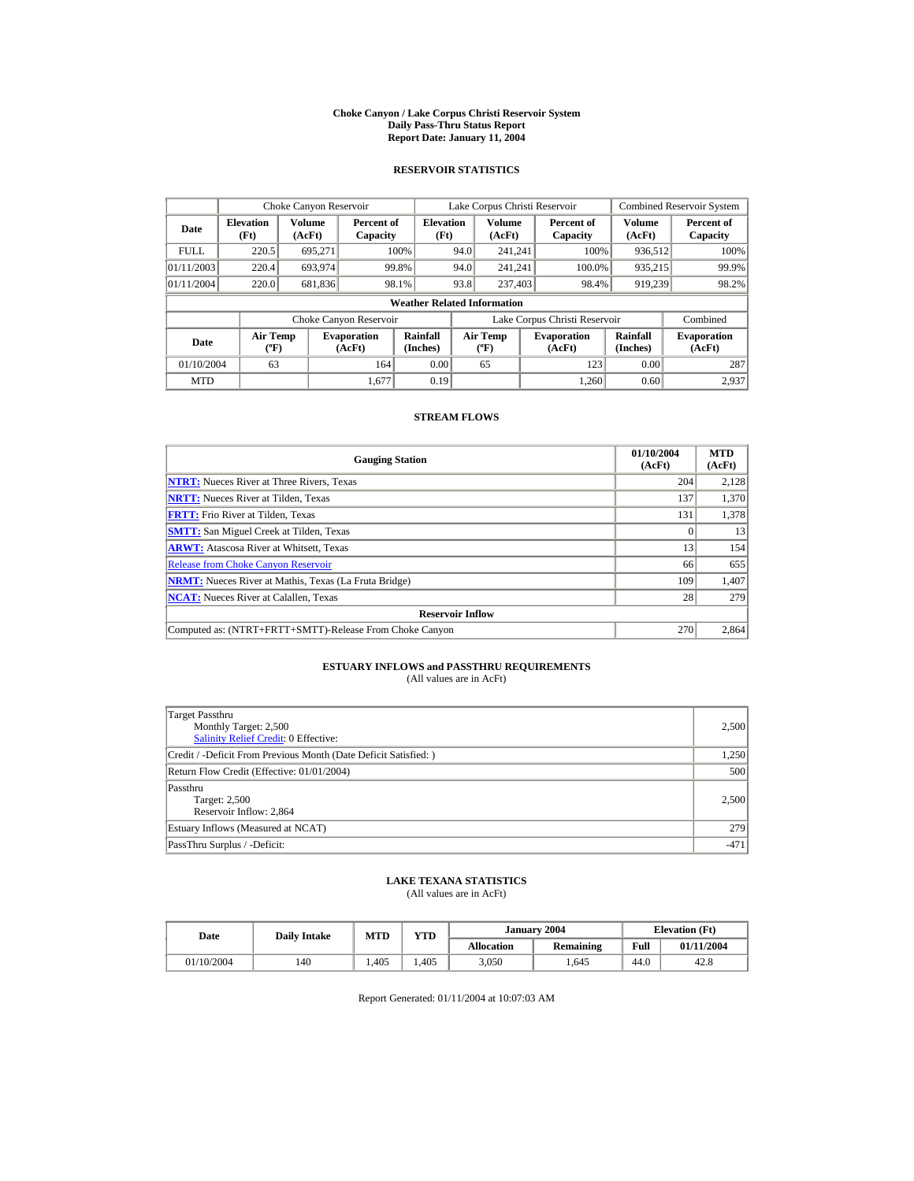# Choke Canyon / Lake Corpus Christi Reservoir System
## Daily Pass-Thru Status Report
## Report Date: January 11, 2004

### RESERVOIR STATISTICS

| | Choke Canyon Reservoir | | | Lake Corpus Christi Reservoir | | | Combined Reservoir System | |
|---|---|---|---|---|---|---|---|---|
| **Date** | **Elevation (Ft)** | **Volume (AcFt)** | **Percent of Capacity** | **Elevation (Ft)** | **Volume (AcFt)** | **Percent of Capacity** | **Volume (AcFt)** | **Percent of Capacity** |
| FULL | 220.5 | 695,271 | 100% | 94.0 | 241,241 | 100% | 936,512 | 100% |
| 01/11/2003 | 220.4 | 693,974 | 99.8% | 94.0 | 241,241 | 100.0% | 935,215 | 99.9% |
| 01/11/2004 | 220.0 | 681,836 | 98.1% | 93.8 | 237,403 | 98.4% | 919,239 | 98.2% |

**Weather Related Information**

| | Choke Canyon Reservoir | | | Lake Corpus Christi Reservoir | | | Combined |
|---|---|---|---|---|---|---|---|
| **Date** | **Air Temp (ºF)** | **Evaporation (AcFt)** | **Rainfall (Inches)** | **Air Temp (ºF)** | **Evaporation (AcFt)** | **Rainfall (Inches)** | **Evaporation (AcFt)** |
| 01/10/2004 | 63 | 164 | 0.00 | 65 | 123 | 0.00 | 287 |
| MTD | | 1,677 | 0.19 | | 1,260 | 0.60 | 2,937 |

### STREAM FLOWS

| Gauging Station | 01/10/2004 (AcFt) | MTD (AcFt) |
|---|---|---|
| **NTRT:** Nueces River at Three Rivers, Texas | 204 | 2,128 |
| **NRTT:** Nueces River at Tilden, Texas | 137 | 1,370 |
| **FRTT:** Frio River at Tilden, Texas | 131 | 1,378 |
| **SMTT:** San Miguel Creek at Tilden, Texas | 0 | 13 |
| **ARWT:** Atascosa River at Whitsett, Texas | 13 | 154 |
| Release from Choke Canyon Reservoir | 66 | 655 |
| **NRMT:** Nueces River at Mathis, Texas (La Fruta Bridge) | 109 | 1,407 |
| **NCAT:** Nueces River at Calallen, Texas | 28 | 279 |
| **Reservoir Inflow** | | |
| Computed as: (NTRT+FRTT+SMTT)-Release From Choke Canyon | 270 | 2,864 |

### ESTUARY INFLOWS and PASSTHRU REQUIREMENTS
(All values are in AcFt)

| | |
|---|---|
| Target Passthru<br>Monthly Target: 2,500<br>Salinity Relief Credit: 0 Effective: | 2,500 |
| Credit / -Deficit From Previous Month (Date Deficit Satisfied: ) | 1,250 |
| Return Flow Credit (Effective: 01/01/2004) | 500 |
| Passthru<br>Target: 2,500<br>Reservoir Inflow: 2,864 | 2,500 |
| Estuary Inflows (Measured at NCAT) | 279 |
| PassThru Surplus / -Deficit: | -471 |

### LAKE TEXANA STATISTICS
(All values are in AcFt)

| Date | Daily Intake | MTD | YTD | January 2004 | | Elevation (Ft) | |
|---|---|---|---|---|---|---|---|
| | | | | **Allocation** | **Remaining** | **Full** | **01/11/2004** |
| 01/10/2004 | 140 | 1,405 | 1,405 | 3,050 | 1,645 | 44.0 | 42.8 |

Report Generated: 01/11/2004 at 10:07:03 AM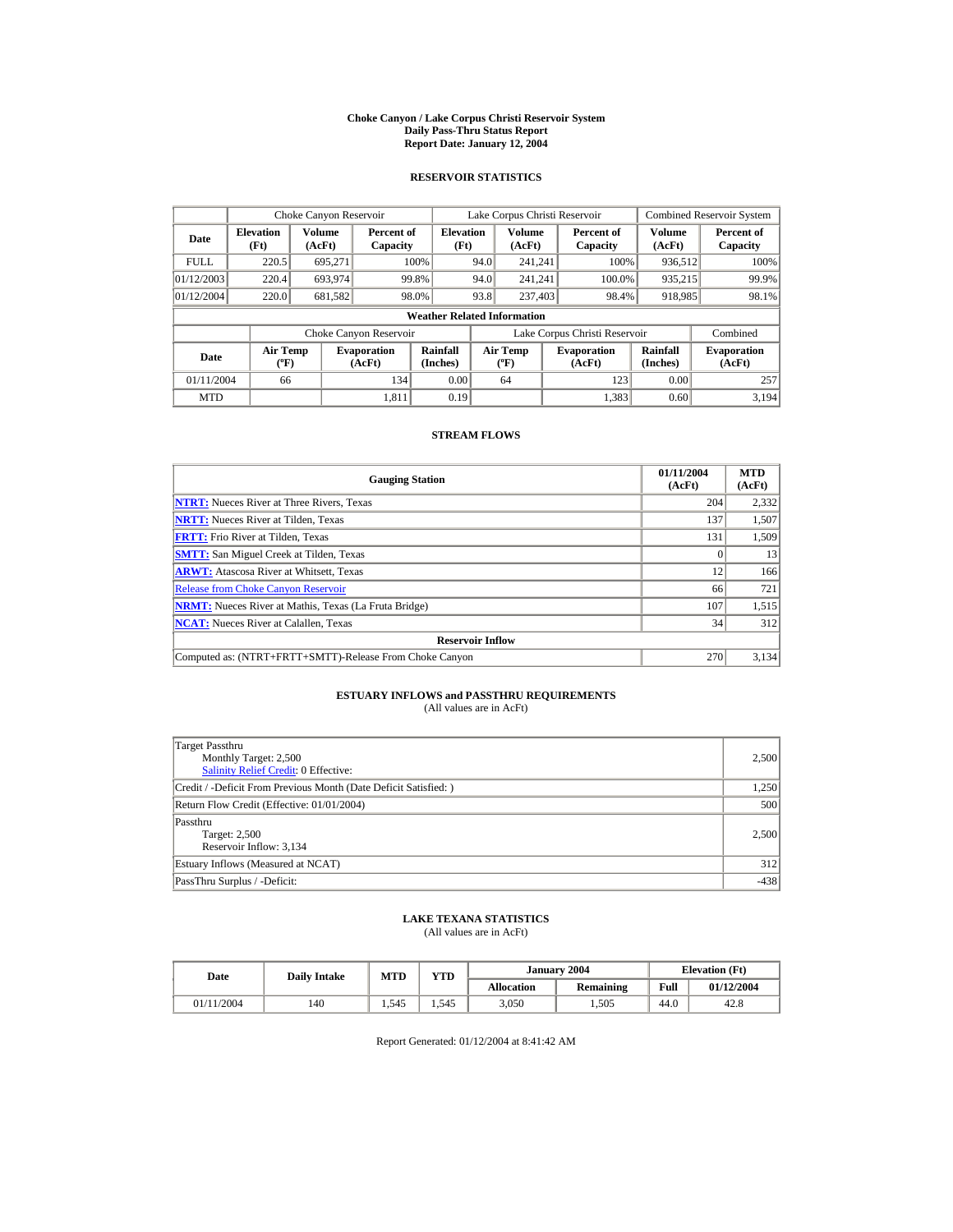# Choke Canyon / Lake Corpus Christi Reservoir System
## Daily Pass-Thru Status Report
### Report Date: January 12, 2004

## RESERVOIR STATISTICS

| | Choke Canyon Reservoir | | | Lake Corpus Christi Reservoir | | | Combined Reservoir System | |
|---|---|---|---|---|---|---|---|---|
| Date | Elevation (Ft) | Volume (AcFt) | Percent of Capacity | Elevation (Ft) | Volume (AcFt) | Percent of Capacity | Volume (AcFt) | Percent of Capacity |
| FULL | 220.5 | 695,271 | 100% | 94.0 | 241,241 | 100% | 936,512 | 100% |
| 01/12/2003 | 220.4 | 693,974 | 99.8% | 94.0 | 241,241 | 100.0% | 935,215 | 99.9% |
| 01/12/2004 | 220.0 | 681,582 | 98.0% | 93.8 | 237,403 | 98.4% | 918,985 | 98.1% |

**Weather Related Information**

| | Choke Canyon Reservoir | | | Lake Corpus Christi Reservoir | | | Combined |
|---|---|---|---|---|---|---|---|
| Date | Air Temp (ºF) | Evaporation (AcFt) | Rainfall (Inches) | Air Temp (ºF) | Evaporation (AcFt) | Rainfall (Inches) | Evaporation (AcFt) |
| 01/11/2004 | 66 | 134 | 0.00 | 64 | 123 | 0.00 | 257 |
| MTD | | 1,811 | 0.19 | | 1,383 | 0.60 | 3,194 |

## STREAM FLOWS

| Gauging Station | 01/11/2004 (AcFt) | MTD (AcFt) |
|---|---|---|
| NTRT: Nueces River at Three Rivers, Texas | 204 | 2,332 |
| NRTT: Nueces River at Tilden, Texas | 137 | 1,507 |
| FRTT: Frio River at Tilden, Texas | 131 | 1,509 |
| SMTT: San Miguel Creek at Tilden, Texas | 0 | 13 |
| ARWT: Atascosa River at Whitsett, Texas | 12 | 166 |
| Release from Choke Canyon Reservoir | 66 | 721 |
| NRMT: Nueces River at Mathis, Texas (La Fruta Bridge) | 107 | 1,515 |
| NCAT: Nueces River at Calallen, Texas | 34 | 312 |
| **Reservoir Inflow** | | |
| Computed as: (NTRT+FRTT+SMTT)-Release From Choke Canyon | 270 | 3,134 |

## ESTUARY INFLOWS and PASSTHRU REQUIREMENTS
(All values are in AcFt)

| | |
|---|---|
| Target Passthru<br>Monthly Target: 2,500<br>Salinity Relief Credit: 0 Effective: | 2,500 |
| Credit / -Deficit From Previous Month (Date Deficit Satisfied: ) | 1,250 |
| Return Flow Credit (Effective: 01/01/2004) | 500 |
| Passthru<br>Target: 2,500<br>Reservoir Inflow: 3,134 | 2,500 |
| Estuary Inflows (Measured at NCAT) | 312 |
| PassThru Surplus / -Deficit: | -438 |

## LAKE TEXANA STATISTICS
(All values are in AcFt)

| Date | Daily Intake | MTD | YTD | January 2004 | | Elevation (Ft) | |
|---|---|---|---|---|---|---|---|
| | | | | Allocation | Remaining | Full | 01/12/2004 |
| 01/11/2004 | 140 | 1,545 | 1,545 | 3,050 | 1,505 | 44.0 | 42.8 |

Report Generated: 01/12/2004 at 8:41:42 AM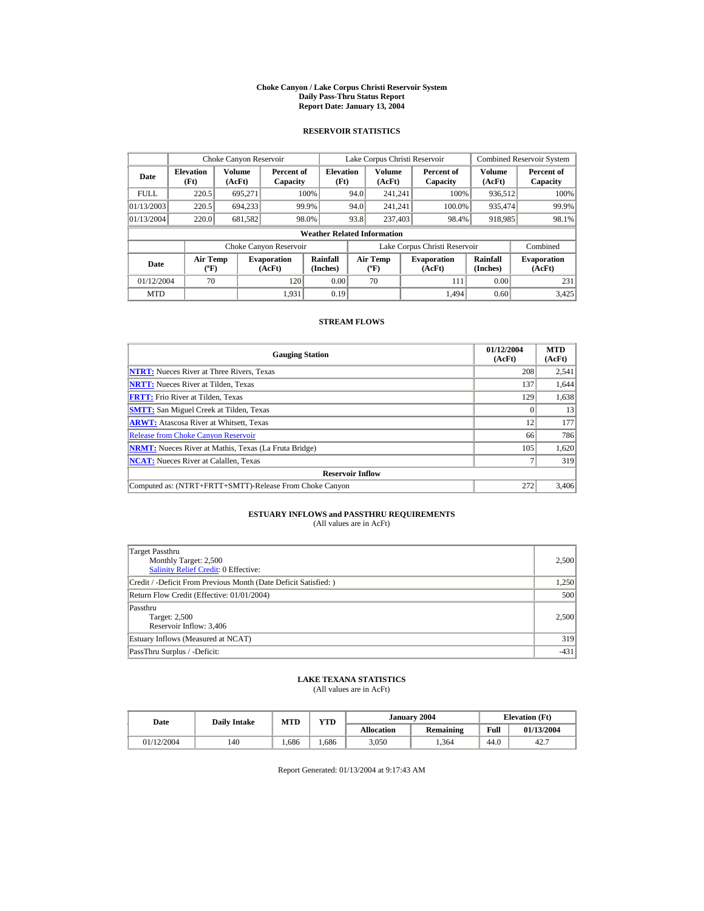# Choke Canyon / Lake Corpus Christi Reservoir System
## Daily Pass-Thru Status Report
### Report Date: January 13, 2004

## RESERVOIR STATISTICS

| Date | Choke Canyon Reservoir | | | Lake Corpus Christi Reservoir | | | Combined Reservoir System | |
|---|---|---|---|---|---|---|---|---|
| | Elevation (Ft) | Volume (AcFt) | Percent of Capacity | Elevation (Ft) | Volume (AcFt) | Percent of Capacity | Volume (AcFt) | Percent of Capacity |
| FULL | 220.5 | 695,271 | 100% | 94.0 | 241,241 | 100% | 936,512 | 100% |
| 01/13/2003 | 220.5 | 694,233 | 99.9% | 94.0 | 241,241 | 100.0% | 935,474 | 99.9% |
| 01/13/2004 | 220.0 | 681,582 | 98.0% | 93.8 | 237,403 | 98.4% | 918,985 | 98.1% |

**Weather Related Information**

| Date | Choke Canyon Reservoir | | | Lake Corpus Christi Reservoir | | | Combined |
|---|---|---|---|---|---|---|---|
| | Air Temp (ºF) | Evaporation (AcFt) | Rainfall (Inches) | Air Temp (ºF) | Evaporation (AcFt) | Rainfall (Inches) | Evaporation (AcFt) |
| 01/12/2004 | 70 | 120 | 0.00 | 70 | 111 | 0.00 | 231 |
| MTD | | 1,931 | 0.19 | | 1,494 | 0.60 | 3,425 |

## STREAM FLOWS

| Gauging Station | 01/12/2004 (AcFt) | MTD (AcFt) |
|---|---|---|
| NTRT: Nueces River at Three Rivers, Texas | 208 | 2,541 |
| NRTT: Nueces River at Tilden, Texas | 137 | 1,644 |
| FRTT: Frio River at Tilden, Texas | 129 | 1,638 |
| SMTT: San Miguel Creek at Tilden, Texas | 0 | 13 |
| ARWT: Atascosa River at Whitsett, Texas | 12 | 177 |
| Release from Choke Canyon Reservoir | 66 | 786 |
| NRMT: Nueces River at Mathis, Texas (La Fruta Bridge) | 105 | 1,620 |
| NCAT: Nueces River at Calallen, Texas | 7 | 319 |
| **Reservoir Inflow** | | |
| Computed as: (NTRT+FRTT+SMTT)-Release From Choke Canyon | 272 | 3,406 |

## ESTUARY INFLOWS and PASSTHRU REQUIREMENTS
(All values are in AcFt)

| | |
|---|---|
| Target Passthru<br>Monthly Target: 2,500<br>Salinity Relief Credit: 0 Effective: | 2,500 |
| Credit / -Deficit From Previous Month (Date Deficit Satisfied: ) | 1,250 |
| Return Flow Credit (Effective: 01/01/2004) | 500 |
| Passthru<br>Target: 2,500<br>Reservoir Inflow: 3,406 | 2,500 |
| Estuary Inflows (Measured at NCAT) | 319 |
| PassThru Surplus / -Deficit: | -431 |

## LAKE TEXANA STATISTICS
(All values are in AcFt)

| Date | Daily Intake | MTD | YTD | January 2004 | | Elevation (Ft) | |
|---|---|---|---|---|---|---|---|
| | | | | Allocation | Remaining | Full | 01/13/2004 |
| 01/12/2004 | 140 | 1,686 | 1,686 | 3,050 | 1,364 | 44.0 | 42.7 |

Report Generated: 01/13/2004 at 9:17:43 AM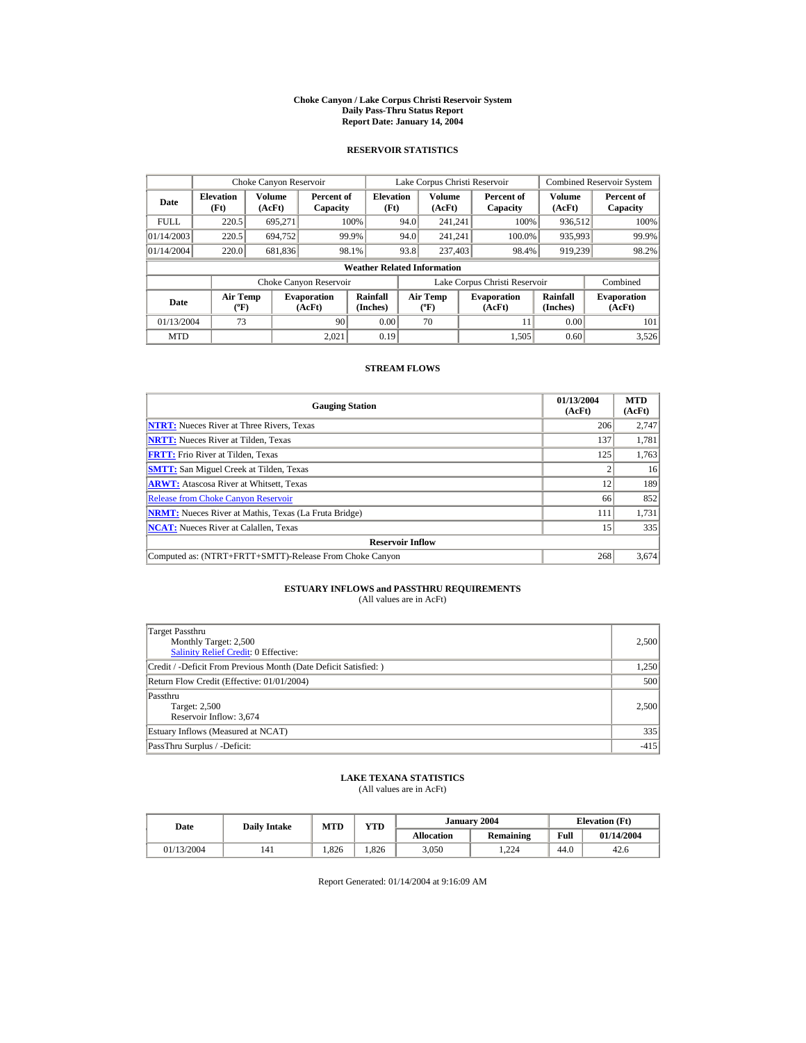# Choke Canyon / Lake Corpus Christi Reservoir System
## Daily Pass-Thru Status Report
## Report Date: January 14, 2004

### RESERVOIR STATISTICS

| Date | Choke Canyon Reservoir | | | Lake Corpus Christi Reservoir | | | Combined Reservoir System | |
|---|---|---|---|---|---|---|---|---|
| | Elevation (Ft) | Volume (AcFt) | Percent of Capacity | Elevation (Ft) | Volume (AcFt) | Percent of Capacity | Volume (AcFt) | Percent of Capacity |
| FULL | 220.5 | 695,271 | 100% | 94.0 | 241,241 | 100% | 936,512 | 100% |
| 01/14/2003 | 220.5 | 694,752 | 99.9% | 94.0 | 241,241 | 100.0% | 935,993 | 99.9% |
| 01/14/2004 | 220.0 | 681,836 | 98.1% | 93.8 | 237,403 | 98.4% | 919,239 | 98.2% |

**Weather Related Information**

| Date | Choke Canyon Reservoir | | | Lake Corpus Christi Reservoir | | | Combined |
|---|---|---|---|---|---|---|---|
| | Air Temp (ºF) | Evaporation (AcFt) | Rainfall (Inches) | Air Temp (ºF) | Evaporation (AcFt) | Rainfall (Inches) | Evaporation (AcFt) |
| 01/13/2004 | 73 | 90 | 0.00 | 70 | 11 | 0.00 | 101 |
| MTD | | 2,021 | 0.19 | | 1,505 | 0.60 | 3,526 |

### STREAM FLOWS

| Gauging Station | 01/13/2004 (AcFt) | MTD (AcFt) |
|---|---|---|
| NTRT: Nueces River at Three Rivers, Texas | 206 | 2,747 |
| NRTT: Nueces River at Tilden, Texas | 137 | 1,781 |
| FRTT: Frio River at Tilden, Texas | 125 | 1,763 |
| SMTT: San Miguel Creek at Tilden, Texas | 2 | 16 |
| ARWT: Atascosa River at Whitsett, Texas | 12 | 189 |
| Release from Choke Canyon Reservoir | 66 | 852 |
| NRMT: Nueces River at Mathis, Texas (La Fruta Bridge) | 111 | 1,731 |
| NCAT: Nueces River at Calallen, Texas | 15 | 335 |
| **Reservoir Inflow** | | |
| Computed as: (NTRT+FRTT+SMTT)-Release From Choke Canyon | 268 | 3,674 |

### ESTUARY INFLOWS and PASSTHRU REQUIREMENTS
(All values are in AcFt)

| Item | Value |
|---|---|
| Target Passthru<br>Monthly Target: 2,500<br>Salinity Relief Credit: 0 Effective: | 2,500 |
| Credit / -Deficit From Previous Month (Date Deficit Satisfied: ) | 1,250 |
| Return Flow Credit (Effective: 01/01/2004) | 500 |
| Passthru<br>Target: 2,500<br>Reservoir Inflow: 3,674 | 2,500 |
| Estuary Inflows (Measured at NCAT) | 335 |
| PassThru Surplus / -Deficit: | -415 |

### LAKE TEXANA STATISTICS
(All values are in AcFt)

| Date | Daily Intake | MTD | YTD | January 2004 | | Elevation (Ft) | |
|---|---|---|---|---|---|---|---|
| | | | | Allocation | Remaining | Full | 01/14/2004 |
| 01/13/2004 | 141 | 1,826 | 1,826 | 3,050 | 1,224 | 44.0 | 42.6 |

Report Generated: 01/14/2004 at 9:16:09 AM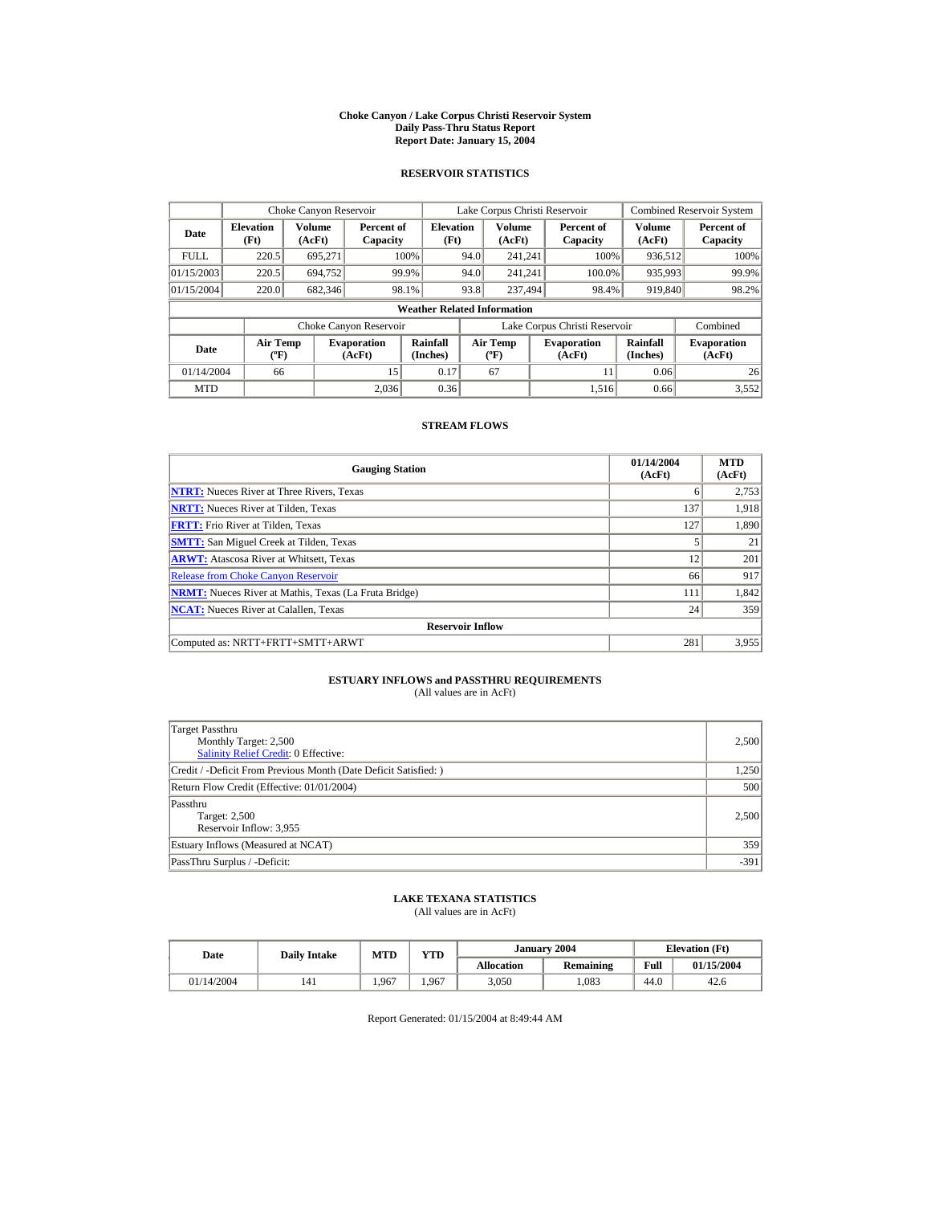# Choke Canyon / Lake Corpus Christi Reservoir System
## Daily Pass-Thru Status Report
## Report Date: January 15, 2004

### RESERVOIR STATISTICS

| | Choke Canyon Reservoir | | | Lake Corpus Christi Reservoir | | | Combined Reservoir System | |
|---|---|---|---|---|---|---|---|---|
| Date | Elevation (Ft) | Volume (AcFt) | Percent of Capacity | Elevation (Ft) | Volume (AcFt) | Percent of Capacity | Volume (AcFt) | Percent of Capacity |
| FULL | 220.5 | 695,271 | 100% | 94.0 | 241,241 | 100% | 936,512 | 100% |
| 01/15/2003 | 220.5 | 694,752 | 99.9% | 94.0 | 241,241 | 100.0% | 935,993 | 99.9% |
| 01/15/2004 | 220.0 | 682,346 | 98.1% | 93.8 | 237,494 | 98.4% | 919,840 | 98.2% |

**Weather Related Information**

| | Choke Canyon Reservoir | | | Lake Corpus Christi Reservoir | | | Combined |
|---|---|---|---|---|---|---|---|
| Date | Air Temp (ºF) | Evaporation (AcFt) | Rainfall (Inches) | Air Temp (ºF) | Evaporation (AcFt) | Rainfall (Inches) | Evaporation (AcFt) |
| 01/14/2004 | 66 | 15 | 0.17 | 67 | 11 | 0.06 | 26 |
| MTD | | 2,036 | 0.36 | | 1,516 | 0.66 | 3,552 |

### STREAM FLOWS

| Gauging Station | 01/14/2004 (AcFt) | MTD (AcFt) |
|---|---|---|
| **NTRT:** Nueces River at Three Rivers, Texas | 6 | 2,753 |
| **NRTT:** Nueces River at Tilden, Texas | 137 | 1,918 |
| **FRTT:** Frio River at Tilden, Texas | 127 | 1,890 |
| **SMTT:** San Miguel Creek at Tilden, Texas | 5 | 21 |
| **ARWT:** Atascosa River at Whitsett, Texas | 12 | 201 |
| Release from Choke Canyon Reservoir | 66 | 917 |
| **NRMT:** Nueces River at Mathis, Texas (La Fruta Bridge) | 111 | 1,842 |
| **NCAT:** Nueces River at Calallen, Texas | 24 | 359 |
| **Reservoir Inflow** | | |
| Computed as: NRTT+FRTT+SMTT+ARWT | 281 | 3,955 |

### ESTUARY INFLOWS and PASSTHRU REQUIREMENTS
(All values are in AcFt)

| | |
|---|---|
| Target Passthru<br>Monthly Target: 2,500<br>Salinity Relief Credit: 0 Effective: | 2,500 |
| Credit / -Deficit From Previous Month (Date Deficit Satisfied: ) | 1,250 |
| Return Flow Credit (Effective: 01/01/2004) | 500 |
| Passthru<br>Target: 2,500<br>Reservoir Inflow: 3,955 | 2,500 |
| Estuary Inflows (Measured at NCAT) | 359 |
| PassThru Surplus / -Deficit: | -391 |

### LAKE TEXANA STATISTICS
(All values are in AcFt)

| Date | Daily Intake | MTD | YTD | January 2004 | | Elevation (Ft) | |
|---|---|---|---|---|---|---|---|
| | | | | Allocation | Remaining | Full | 01/15/2004 |
| 01/14/2004 | 141 | 1,967 | 1,967 | 3,050 | 1,083 | 44.0 | 42.6 |

Report Generated: 01/15/2004 at 8:49:44 AM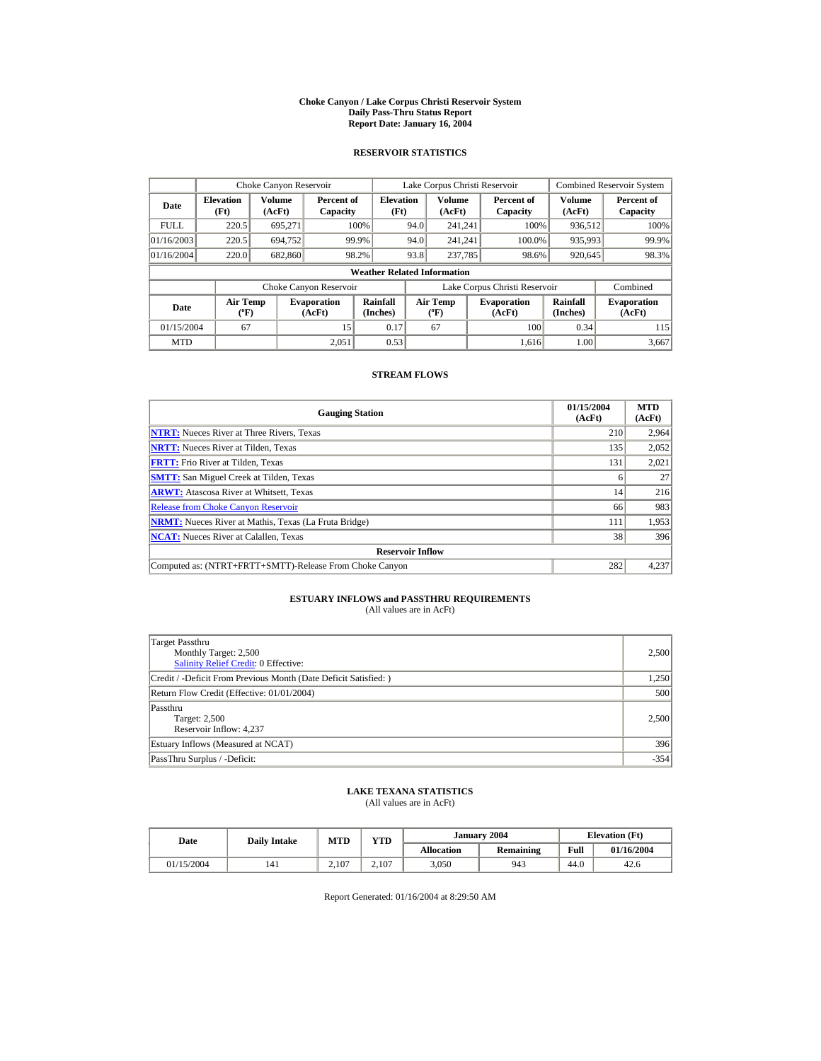# Choke Canyon / Lake Corpus Christi Reservoir System
## Daily Pass-Thru Status Report
### Report Date: January 16, 2004

## RESERVOIR STATISTICS

| Date | Choke Canyon Reservoir | | | Lake Corpus Christi Reservoir | | | Combined Reservoir System | |
|---|---|---|---|---|---|---|---|---|
| | Elevation (Ft) | Volume (AcFt) | Percent of Capacity | Elevation (Ft) | Volume (AcFt) | Percent of Capacity | Volume (AcFt) | Percent of Capacity |
| FULL | 220.5 | 695,271 | 100% | 94.0 | 241,241 | 100% | 936,512 | 100% |
| 01/16/2003 | 220.5 | 694,752 | 99.9% | 94.0 | 241,241 | 100.0% | 935,993 | 99.9% |
| 01/16/2004 | 220.0 | 682,860 | 98.2% | 93.8 | 237,785 | 98.6% | 920,645 | 98.3% |

**Weather Related Information**

| Date | Choke Canyon Reservoir | | | Lake Corpus Christi Reservoir | | | Combined |
|---|---|---|---|---|---|---|---|
| | Air Temp (ºF) | Evaporation (AcFt) | Rainfall (Inches) | Air Temp (ºF) | Evaporation (AcFt) | Rainfall (Inches) | Evaporation (AcFt) |
| 01/15/2004 | 67 | 15 | 0.17 | 67 | 100 | 0.34 | 115 |
| MTD | | 2,051 | 0.53 | | 1,616 | 1.00 | 3,667 |

## STREAM FLOWS

| Gauging Station | 01/15/2004 (AcFt) | MTD (AcFt) |
|---|---|---|
| NTRT: Nueces River at Three Rivers, Texas | 210 | 2,964 |
| NRTT: Nueces River at Tilden, Texas | 135 | 2,052 |
| FRTT: Frio River at Tilden, Texas | 131 | 2,021 |
| SMTT: San Miguel Creek at Tilden, Texas | 6 | 27 |
| ARWT: Atascosa River at Whitsett, Texas | 14 | 216 |
| Release from Choke Canyon Reservoir | 66 | 983 |
| NRMT: Nueces River at Mathis, Texas (La Fruta Bridge) | 111 | 1,953 |
| NCAT: Nueces River at Calallen, Texas | 38 | 396 |
| **Reservoir Inflow** | | |
| Computed as: (NTRT+FRTT+SMTT)-Release From Choke Canyon | 282 | 4,237 |

## ESTUARY INFLOWS and PASSTHRU REQUIREMENTS
(All values are in AcFt)

| | |
|---|---|
| Target Passthru<br>Monthly Target: 2,500<br>Salinity Relief Credit: 0 Effective: | 2,500 |
| Credit / -Deficit From Previous Month (Date Deficit Satisfied: ) | 1,250 |
| Return Flow Credit (Effective: 01/01/2004) | 500 |
| Passthru<br>Target: 2,500<br>Reservoir Inflow: 4,237 | 2,500 |
| Estuary Inflows (Measured at NCAT) | 396 |
| PassThru Surplus / -Deficit: | -354 |

## LAKE TEXANA STATISTICS
(All values are in AcFt)

| Date | Daily Intake | MTD | YTD | January 2004 | | Elevation (Ft) | |
|---|---|---|---|---|---|---|---|
| | | | | Allocation | Remaining | Full | 01/16/2004 |
| 01/15/2004 | 141 | 2,107 | 2,107 | 3,050 | 943 | 44.0 | 42.6 |

Report Generated: 01/16/2004 at 8:29:50 AM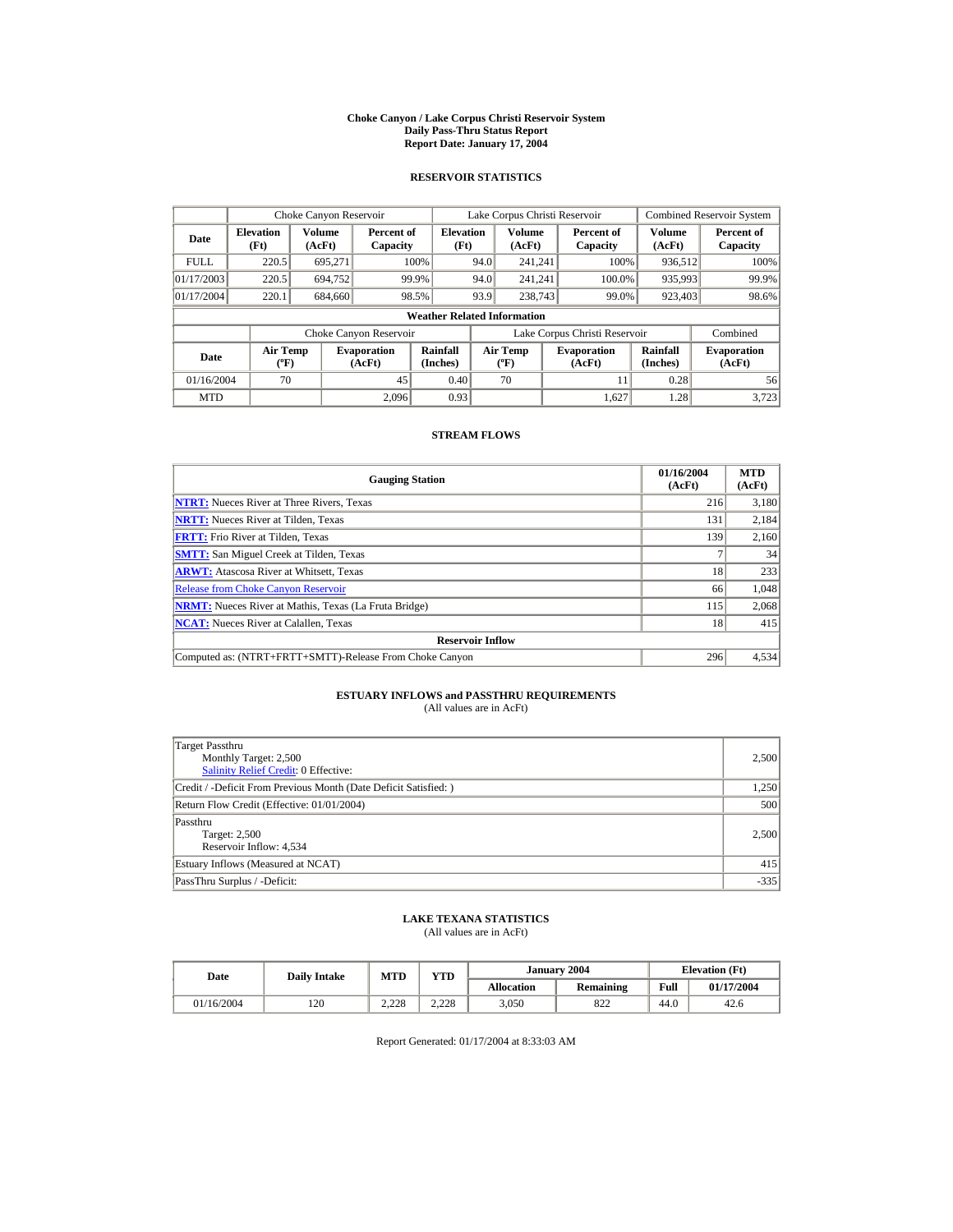# Choke Canyon / Lake Corpus Christi Reservoir System
## Daily Pass-Thru Status Report
## Report Date: January 17, 2004

### RESERVOIR STATISTICS

| | Choke Canyon Reservoir | | | Lake Corpus Christi Reservoir | | | Combined Reservoir System | |
|---|---|---|---|---|---|---|---|---|
| Date | Elevation (Ft) | Volume (AcFt) | Percent of Capacity | Elevation (Ft) | Volume (AcFt) | Percent of Capacity | Volume (AcFt) | Percent of Capacity |
| FULL | 220.5 | 695,271 | 100% | 94.0 | 241,241 | 100% | 936,512 | 100% |
| 01/17/2003 | 220.5 | 694,752 | 99.9% | 94.0 | 241,241 | 100.0% | 935,993 | 99.9% |
| 01/17/2004 | 220.1 | 684,660 | 98.5% | 93.9 | 238,743 | 99.0% | 923,403 | 98.6% |

**Weather Related Information**

| | Choke Canyon Reservoir | | | Lake Corpus Christi Reservoir | | | Combined |
|---|---|---|---|---|---|---|---|
| Date | Air Temp (ºF) | Evaporation (AcFt) | Rainfall (Inches) | Air Temp (ºF) | Evaporation (AcFt) | Rainfall (Inches) | Evaporation (AcFt) |
| 01/16/2004 | 70 | 45 | 0.40 | 70 | 11 | 0.28 | 56 |
| MTD | | 2,096 | 0.93 | | 1,627 | 1.28 | 3,723 |

### STREAM FLOWS

| Gauging Station | 01/16/2004 (AcFt) | MTD (AcFt) |
|---|---|---|
| **NTRT:** Nueces River at Three Rivers, Texas | 216 | 3,180 |
| **NRTT:** Nueces River at Tilden, Texas | 131 | 2,184 |
| **FRTT:** Frio River at Tilden, Texas | 139 | 2,160 |
| **SMTT:** San Miguel Creek at Tilden, Texas | 7 | 34 |
| **ARWT:** Atascosa River at Whitsett, Texas | 18 | 233 |
| Release from Choke Canyon Reservoir | 66 | 1,048 |
| **NRMT:** Nueces River at Mathis, Texas (La Fruta Bridge) | 115 | 2,068 |
| **NCAT:** Nueces River at Calallen, Texas | 18 | 415 |
| **Reservoir Inflow** | | |
| Computed as: (NTRT+FRTT+SMTT)-Release From Choke Canyon | 296 | 4,534 |

### ESTUARY INFLOWS and PASSTHRU REQUIREMENTS
(All values are in AcFt)

| | |
|---|---|
| Target Passthru<br>Monthly Target: 2,500<br>Salinity Relief Credit: 0 Effective: | 2,500 |
| Credit / -Deficit From Previous Month (Date Deficit Satisfied: ) | 1,250 |
| Return Flow Credit (Effective: 01/01/2004) | 500 |
| Passthru<br>Target: 2,500<br>Reservoir Inflow: 4,534 | 2,500 |
| Estuary Inflows (Measured at NCAT) | 415 |
| PassThru Surplus / -Deficit: | -335 |

### LAKE TEXANA STATISTICS
(All values are in AcFt)

| Date | Daily Intake | MTD | YTD | January 2004 | | Elevation (Ft) | |
|---|---|---|---|---|---|---|---|
| | | | | Allocation | Remaining | Full | 01/17/2004 |
| 01/16/2004 | 120 | 2,228 | 2,228 | 3,050 | 822 | 44.0 | 42.6 |

Report Generated: 01/17/2004 at 8:33:03 AM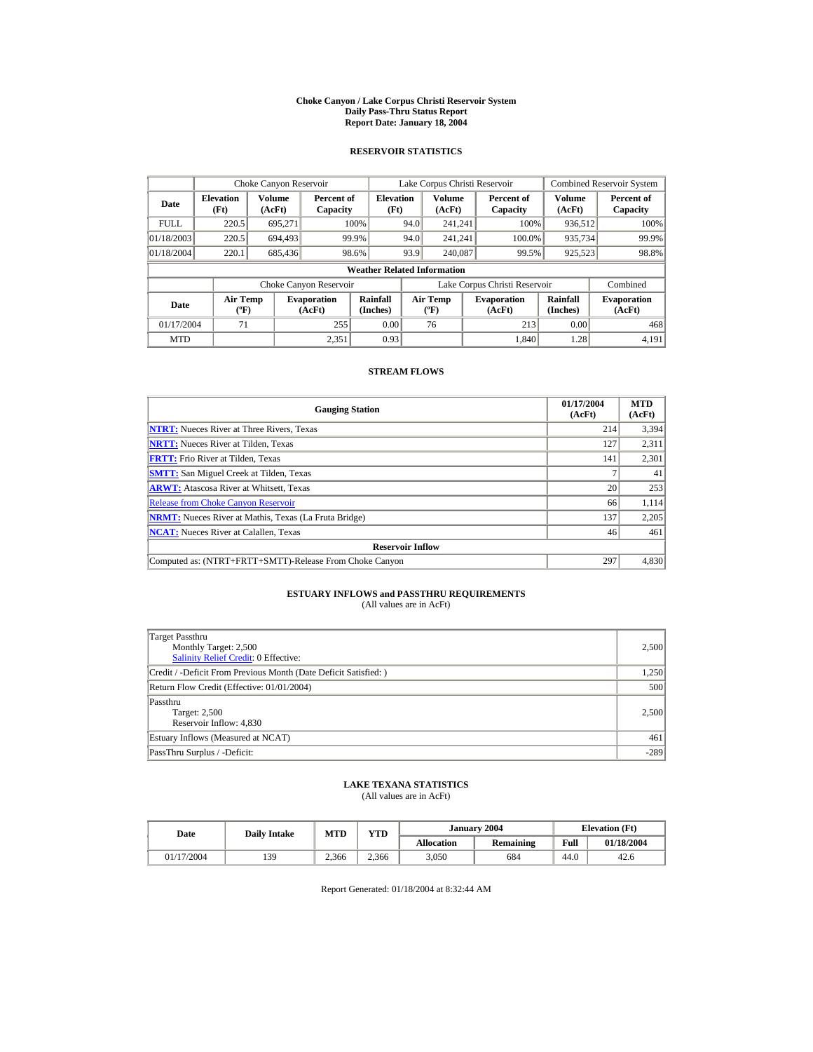# Choke Canyon / Lake Corpus Christi Reservoir System
## Daily Pass-Thru Status Report
### Report Date: January 18, 2004

## RESERVOIR STATISTICS

| | Choke Canyon Reservoir | | | Lake Corpus Christi Reservoir | | | Combined Reservoir System | |
|---|---|---|---|---|---|---|---|---|
| Date | Elevation (Ft) | Volume (AcFt) | Percent of Capacity | Elevation (Ft) | Volume (AcFt) | Percent of Capacity | Volume (AcFt) | Percent of Capacity |
| FULL | 220.5 | 695,271 | 100% | 94.0 | 241,241 | 100% | 936,512 | 100% |
| 01/18/2003 | 220.5 | 694,493 | 99.9% | 94.0 | 241,241 | 100.0% | 935,734 | 99.9% |
| 01/18/2004 | 220.1 | 685,436 | 98.6% | 93.9 | 240,087 | 99.5% | 925,523 | 98.8% |

**Weather Related Information**

| | Choke Canyon Reservoir | | | Lake Corpus Christi Reservoir | | | Combined |
|---|---|---|---|---|---|---|---|
| Date | Air Temp (ºF) | Evaporation (AcFt) | Rainfall (Inches) | Air Temp (ºF) | Evaporation (AcFt) | Rainfall (Inches) | Evaporation (AcFt) |
| 01/17/2004 | 71 | 255 | 0.00 | 76 | 213 | 0.00 | 468 |
| MTD | | 2,351 | 0.93 | | 1,840 | 1.28 | 4,191 |

## STREAM FLOWS

| Gauging Station | 01/17/2004 (AcFt) | MTD (AcFt) |
|---|---|---|
| **NTRT:** Nueces River at Three Rivers, Texas | 214 | 3,394 |
| **NRTT:** Nueces River at Tilden, Texas | 127 | 2,311 |
| **FRTT:** Frio River at Tilden, Texas | 141 | 2,301 |
| **SMTT:** San Miguel Creek at Tilden, Texas | 7 | 41 |
| **ARWT:** Atascosa River at Whitsett, Texas | 20 | 253 |
| Release from Choke Canyon Reservoir | 66 | 1,114 |
| **NRMT:** Nueces River at Mathis, Texas (La Fruta Bridge) | 137 | 2,205 |
| **NCAT:** Nueces River at Calallen, Texas | 46 | 461 |
| **Reservoir Inflow** | | |
| Computed as: (NTRT+FRTT+SMTT)-Release From Choke Canyon | 297 | 4,830 |

## ESTUARY INFLOWS and PASSTHRU REQUIREMENTS

(All values are in AcFt)

| | |
|---|---|
| Target Passthru<br>Monthly Target: 2,500<br>Salinity Relief Credit: 0 Effective: | 2,500 |
| Credit / -Deficit From Previous Month (Date Deficit Satisfied: ) | 1,250 |
| Return Flow Credit (Effective: 01/01/2004) | 500 |
| Passthru<br>Target: 2,500<br>Reservoir Inflow: 4,830 | 2,500 |
| Estuary Inflows (Measured at NCAT) | 461 |
| PassThru Surplus / -Deficit: | -289 |

## LAKE TEXANA STATISTICS

(All values are in AcFt)

| Date | Daily Intake | MTD | YTD | January 2004 | | Elevation (Ft) | |
|---|---|---|---|---|---|---|---|
| | | | | Allocation | Remaining | Full | 01/18/2004 |
| 01/17/2004 | 139 | 2,366 | 2,366 | 3,050 | 684 | 44.0 | 42.6 |

Report Generated: 01/18/2004 at 8:32:44 AM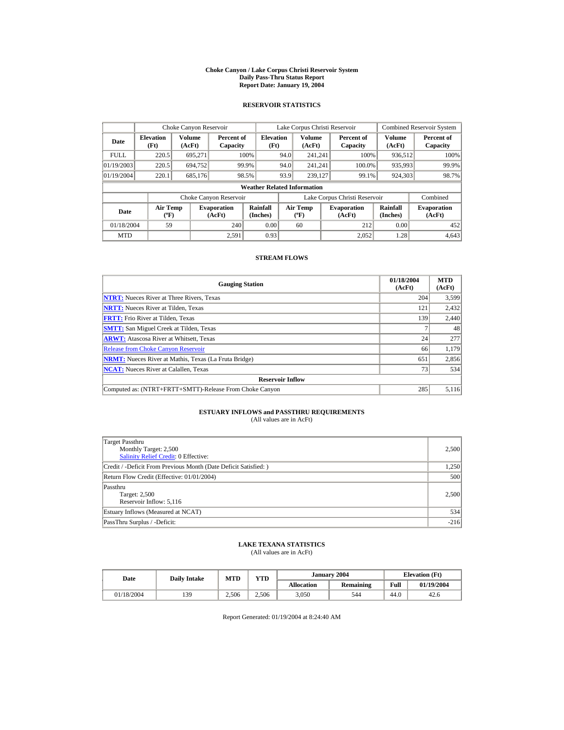# Choke Canyon / Lake Corpus Christi Reservoir System
## Daily Pass-Thru Status Report
## Report Date: January 19, 2004

### RESERVOIR STATISTICS

| Date | Choke Canyon Reservoir | | | Lake Corpus Christi Reservoir | | | Combined Reservoir System | |
|---|---|---|---|---|---|---|---|---|
| | Elevation (Ft) | Volume (AcFt) | Percent of Capacity | Elevation (Ft) | Volume (AcFt) | Percent of Capacity | Volume (AcFt) | Percent of Capacity |
| FULL | 220.5 | 695,271 | 100% | 94.0 | 241,241 | 100% | 936,512 | 100% |
| 01/19/2003 | 220.5 | 694,752 | 99.9% | 94.0 | 241,241 | 100.0% | 935,993 | 99.9% |
| 01/19/2004 | 220.1 | 685,176 | 98.5% | 93.9 | 239,127 | 99.1% | 924,303 | 98.7% |

**Weather Related Information**

| Date | Choke Canyon Reservoir | | | Lake Corpus Christi Reservoir | | | Combined |
|---|---|---|---|---|---|---|---|
| | Air Temp (ºF) | Evaporation (AcFt) | Rainfall (Inches) | Air Temp (ºF) | Evaporation (AcFt) | Rainfall (Inches) | Evaporation (AcFt) |
| 01/18/2004 | 59 | 240 | 0.00 | 60 | 212 | 0.00 | 452 |
| MTD | | 2,591 | 0.93 | | 2,052 | 1.28 | 4,643 |

### STREAM FLOWS

| Gauging Station | 01/18/2004 (AcFt) | MTD (AcFt) |
|---|---|---|
| NTRT: Nueces River at Three Rivers, Texas | 204 | 3,599 |
| NRTT: Nueces River at Tilden, Texas | 121 | 2,432 |
| FRTT: Frio River at Tilden, Texas | 139 | 2,440 |
| SMTT: San Miguel Creek at Tilden, Texas | 7 | 48 |
| ARWT: Atascosa River at Whitsett, Texas | 24 | 277 |
| Release from Choke Canyon Reservoir | 66 | 1,179 |
| NRMT: Nueces River at Mathis, Texas (La Fruta Bridge) | 651 | 2,856 |
| NCAT: Nueces River at Calallen, Texas | 73 | 534 |
| **Reservoir Inflow** | | |
| Computed as: (NTRT+FRTT+SMTT)-Release From Choke Canyon | 285 | 5,116 |

### ESTUARY INFLOWS and PASSTHRU REQUIREMENTS
(All values are in AcFt)

| | |
|---|---|
| Target Passthru<br>Monthly Target: 2,500<br>Salinity Relief Credit: 0 Effective: | 2,500 |
| Credit / -Deficit From Previous Month (Date Deficit Satisfied: ) | 1,250 |
| Return Flow Credit (Effective: 01/01/2004) | 500 |
| Passthru<br>Target: 2,500<br>Reservoir Inflow: 5,116 | 2,500 |
| Estuary Inflows (Measured at NCAT) | 534 |
| PassThru Surplus / -Deficit: | -216 |

### LAKE TEXANA STATISTICS
(All values are in AcFt)

| Date | Daily Intake | MTD | YTD | January 2004 | | Elevation (Ft) | |
|---|---|---|---|---|---|---|---|
| | | | | Allocation | Remaining | Full | 01/19/2004 |
| 01/18/2004 | 139 | 2,506 | 2,506 | 3,050 | 544 | 44.0 | 42.6 |

Report Generated: 01/19/2004 at 8:24:40 AM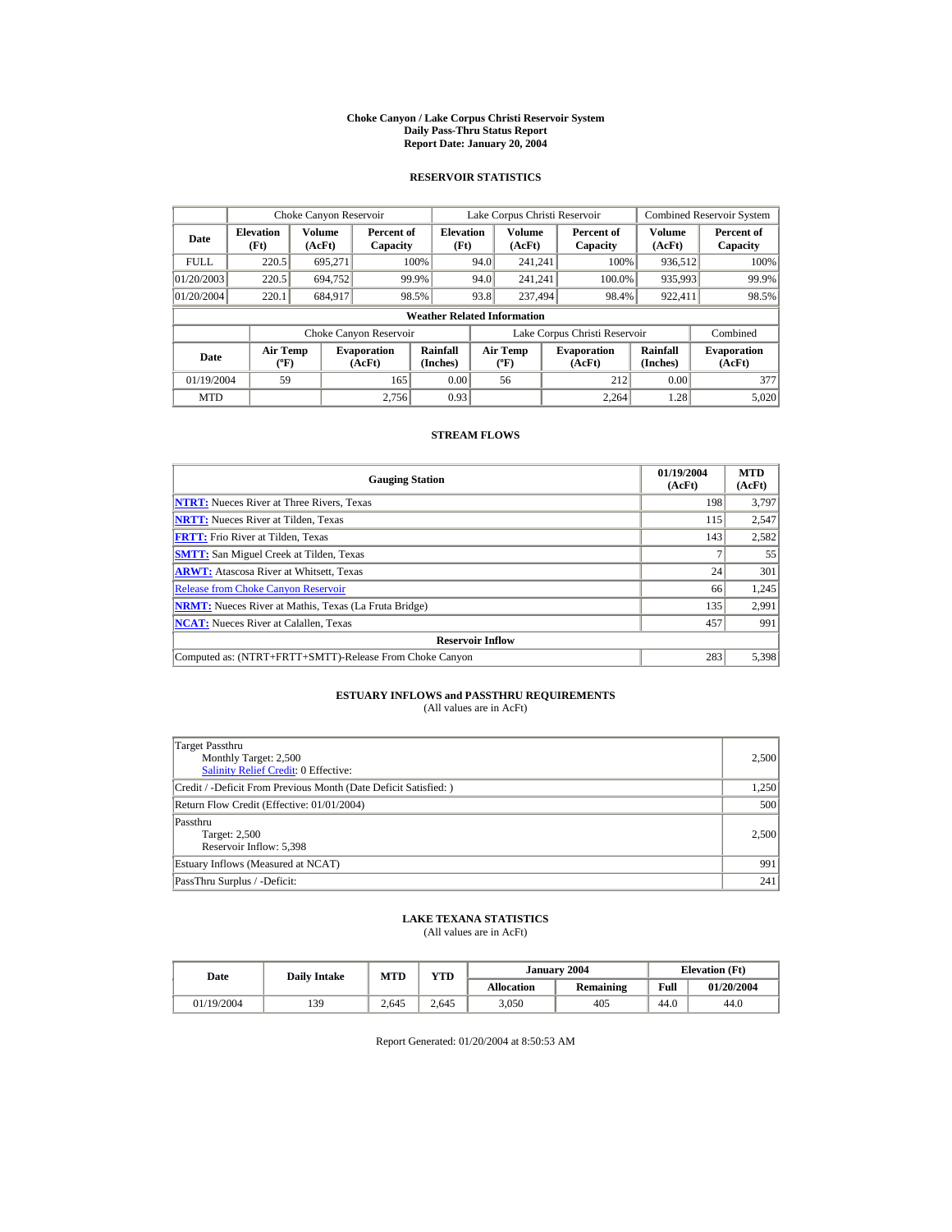# Choke Canyon / Lake Corpus Christi Reservoir System
## Daily Pass-Thru Status Report
### Report Date: January 20, 2004

## RESERVOIR STATISTICS

| Date | Choke Canyon Reservoir | | | Lake Corpus Christi Reservoir | | | Combined Reservoir System | |
|---|---|---|---|---|---|---|---|---|
| | Elevation (Ft) | Volume (AcFt) | Percent of Capacity | Elevation (Ft) | Volume (AcFt) | Percent of Capacity | Volume (AcFt) | Percent of Capacity |
| FULL | 220.5 | 695,271 | 100% | 94.0 | 241,241 | 100% | 936,512 | 100% |
| 01/20/2003 | 220.5 | 694,752 | 99.9% | 94.0 | 241,241 | 100.0% | 935,993 | 99.9% |
| 01/20/2004 | 220.1 | 684,917 | 98.5% | 93.8 | 237,494 | 98.4% | 922,411 | 98.5% |

**Weather Related Information**

| Date | Choke Canyon Reservoir | | | Lake Corpus Christi Reservoir | | | Combined |
|---|---|---|---|---|---|---|---|
| | Air Temp (ºF) | Evaporation (AcFt) | Rainfall (Inches) | Air Temp (ºF) | Evaporation (AcFt) | Rainfall (Inches) | Evaporation (AcFt) |
| 01/19/2004 | 59 | 165 | 0.00 | 56 | 212 | 0.00 | 377 |
| MTD | | 2,756 | 0.93 | | 2,264 | 1.28 | 5,020 |

## STREAM FLOWS

| Gauging Station | 01/19/2004 (AcFt) | MTD (AcFt) |
|---|---|---|
| NTRT: Nueces River at Three Rivers, Texas | 198 | 3,797 |
| NRTT: Nueces River at Tilden, Texas | 115 | 2,547 |
| FRTT: Frio River at Tilden, Texas | 143 | 2,582 |
| SMTT: San Miguel Creek at Tilden, Texas | 7 | 55 |
| ARWT: Atascosa River at Whitsett, Texas | 24 | 301 |
| Release from Choke Canyon Reservoir | 66 | 1,245 |
| NRMT: Nueces River at Mathis, Texas (La Fruta Bridge) | 135 | 2,991 |
| NCAT: Nueces River at Calallen, Texas | 457 | 991 |
| **Reservoir Inflow** | | |
| Computed as: (NTRT+FRTT+SMTT)-Release From Choke Canyon | 283 | 5,398 |

## ESTUARY INFLOWS and PASSTHRU REQUIREMENTS
(All values are in AcFt)

| | |
|---|---|
| Target Passthru<br>Monthly Target: 2,500<br>Salinity Relief Credit: 0 Effective: | 2,500 |
| Credit / -Deficit From Previous Month (Date Deficit Satisfied: ) | 1,250 |
| Return Flow Credit (Effective: 01/01/2004) | 500 |
| Passthru<br>Target: 2,500<br>Reservoir Inflow: 5,398 | 2,500 |
| Estuary Inflows (Measured at NCAT) | 991 |
| PassThru Surplus / -Deficit: | 241 |

## LAKE TEXANA STATISTICS
(All values are in AcFt)

| Date | Daily Intake | MTD | YTD | January 2004 | | Elevation (Ft) | |
|---|---|---|---|---|---|---|---|
| | | | | Allocation | Remaining | Full | 01/20/2004 |
| 01/19/2004 | 139 | 2,645 | 2,645 | 3,050 | 405 | 44.0 | 44.0 |

Report Generated: 01/20/2004 at 8:50:53 AM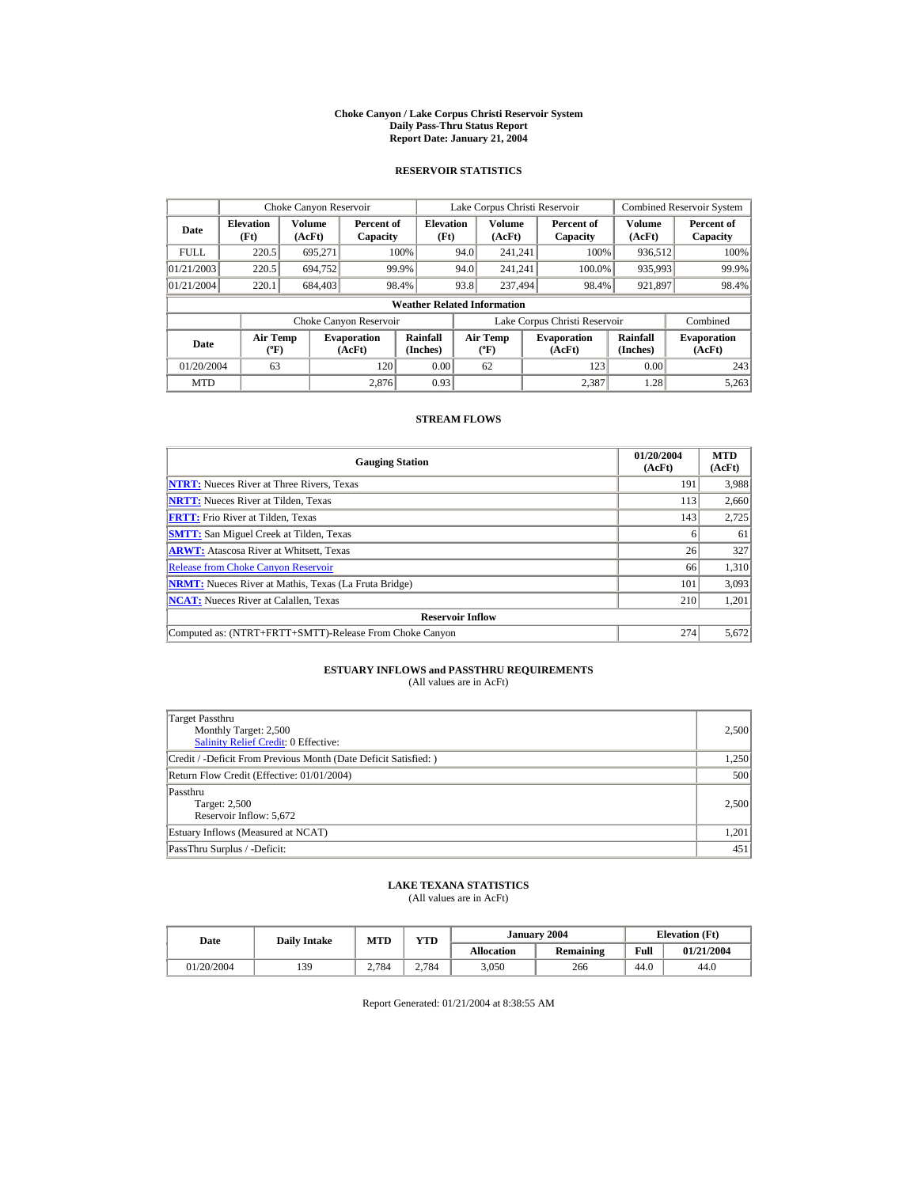# Choke Canyon / Lake Corpus Christi Reservoir System
## Daily Pass-Thru Status Report
## Report Date: January 21, 2004

### RESERVOIR STATISTICS

| | Choke Canyon Reservoir | | | Lake Corpus Christi Reservoir | | | Combined Reservoir System | |
|---|---|---|---|---|---|---|---|---|
| Date | Elevation (Ft) | Volume (AcFt) | Percent of Capacity | Elevation (Ft) | Volume (AcFt) | Percent of Capacity | Volume (AcFt) | Percent of Capacity |
| FULL | 220.5 | 695,271 | 100% | 94.0 | 241,241 | 100% | 936,512 | 100% |
| 01/21/2003 | 220.5 | 694,752 | 99.9% | 94.0 | 241,241 | 100.0% | 935,993 | 99.9% |
| 01/21/2004 | 220.1 | 684,403 | 98.4% | 93.8 | 237,494 | 98.4% | 921,897 | 98.4% |

**Weather Related Information**

| | Choke Canyon Reservoir | | | Lake Corpus Christi Reservoir | | | Combined |
|---|---|---|---|---|---|---|---|
| Date | Air Temp (ºF) | Evaporation (AcFt) | Rainfall (Inches) | Air Temp (ºF) | Evaporation (AcFt) | Rainfall (Inches) | Evaporation (AcFt) |
| 01/20/2004 | 63 | 120 | 0.00 | 62 | 123 | 0.00 | 243 |
| MTD | | 2,876 | 0.93 | | 2,387 | 1.28 | 5,263 |

### STREAM FLOWS

| Gauging Station | 01/20/2004 (AcFt) | MTD (AcFt) |
|---|---|---|
| NTRT: Nueces River at Three Rivers, Texas | 191 | 3,988 |
| NRTT: Nueces River at Tilden, Texas | 113 | 2,660 |
| FRTT: Frio River at Tilden, Texas | 143 | 2,725 |
| SMTT: San Miguel Creek at Tilden, Texas | 6 | 61 |
| ARWT: Atascosa River at Whitsett, Texas | 26 | 327 |
| Release from Choke Canyon Reservoir | 66 | 1,310 |
| NRMT: Nueces River at Mathis, Texas (La Fruta Bridge) | 101 | 3,093 |
| NCAT: Nueces River at Calallen, Texas | 210 | 1,201 |
| **Reservoir Inflow** | | |
| Computed as: (NTRT+FRTT+SMTT)-Release From Choke Canyon | 274 | 5,672 |

### ESTUARY INFLOWS and PASSTHRU REQUIREMENTS
(All values are in AcFt)

| | |
|---|---|
| Target Passthru<br>Monthly Target: 2,500<br>Salinity Relief Credit: 0 Effective: | 2,500 |
| Credit / -Deficit From Previous Month (Date Deficit Satisfied: ) | 1,250 |
| Return Flow Credit (Effective: 01/01/2004) | 500 |
| Passthru<br>Target: 2,500<br>Reservoir Inflow: 5,672 | 2,500 |
| Estuary Inflows (Measured at NCAT) | 1,201 |
| PassThru Surplus / -Deficit: | 451 |

### LAKE TEXANA STATISTICS
(All values are in AcFt)

| Date | Daily Intake | MTD | YTD | January 2004 | | Elevation (Ft) | |
|---|---|---|---|---|---|---|---|
| | | | | Allocation | Remaining | Full | 01/21/2004 |
| 01/20/2004 | 139 | 2,784 | 2,784 | 3,050 | 266 | 44.0 | 44.0 |

Report Generated: 01/21/2004 at 8:38:55 AM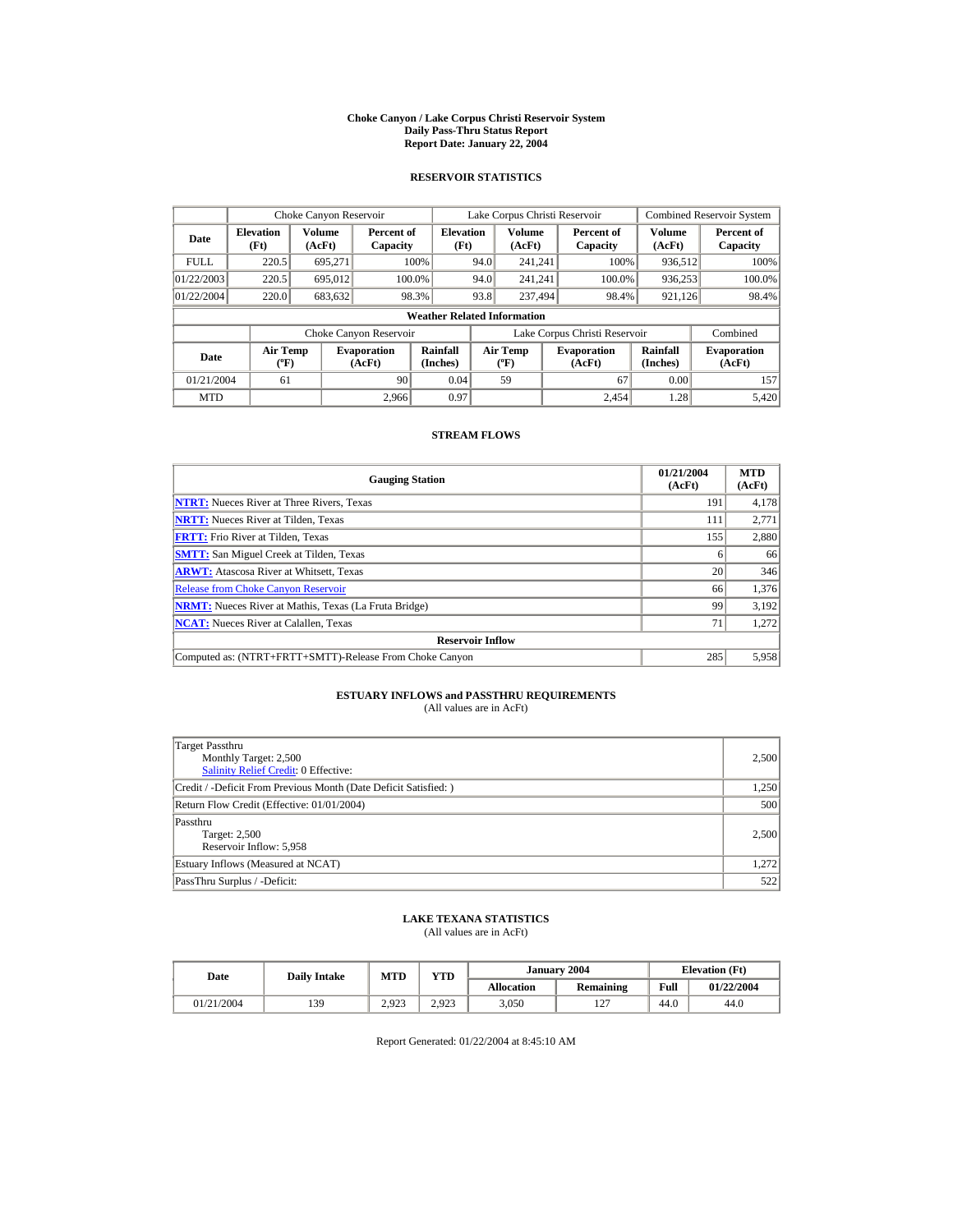# Choke Canyon / Lake Corpus Christi Reservoir System
## Daily Pass-Thru Status Report
### Report Date: January 22, 2004

## RESERVOIR STATISTICS

| Date | Choke Canyon Reservoir | | | Lake Corpus Christi Reservoir | | | Combined Reservoir System | |
|---|---|---|---|---|---|---|---|---|
| | Elevation (Ft) | Volume (AcFt) | Percent of Capacity | Elevation (Ft) | Volume (AcFt) | Percent of Capacity | Volume (AcFt) | Percent of Capacity |
| FULL | 220.5 | 695,271 | 100% | 94.0 | 241,241 | 100% | 936,512 | 100% |
| 01/22/2003 | 220.5 | 695,012 | 100.0% | 94.0 | 241,241 | 100.0% | 936,253 | 100.0% |
| 01/22/2004 | 220.0 | 683,632 | 98.3% | 93.8 | 237,494 | 98.4% | 921,126 | 98.4% |

**Weather Related Information**

| Date | Choke Canyon Reservoir | | | Lake Corpus Christi Reservoir | | | Combined |
|---|---|---|---|---|---|---|---|
| | Air Temp (ºF) | Evaporation (AcFt) | Rainfall (Inches) | Air Temp (ºF) | Evaporation (AcFt) | Rainfall (Inches) | Evaporation (AcFt) |
| 01/21/2004 | 61 | 90 | 0.04 | 59 | 67 | 0.00 | 157 |
| MTD | | 2,966 | 0.97 | | 2,454 | 1.28 | 5,420 |

## STREAM FLOWS

| Gauging Station | 01/21/2004 (AcFt) | MTD (AcFt) |
|---|---|---|
| NTRT: Nueces River at Three Rivers, Texas | 191 | 4,178 |
| NRTT: Nueces River at Tilden, Texas | 111 | 2,771 |
| FRTT: Frio River at Tilden, Texas | 155 | 2,880 |
| SMTT: San Miguel Creek at Tilden, Texas | 6 | 66 |
| ARWT: Atascosa River at Whitsett, Texas | 20 | 346 |
| Release from Choke Canyon Reservoir | 66 | 1,376 |
| NRMT: Nueces River at Mathis, Texas (La Fruta Bridge) | 99 | 3,192 |
| NCAT: Nueces River at Calallen, Texas | 71 | 1,272 |
| **Reservoir Inflow** | | |
| Computed as: (NTRT+FRTT+SMTT)-Release From Choke Canyon | 285 | 5,958 |

## ESTUARY INFLOWS and PASSTHRU REQUIREMENTS
(All values are in AcFt)

| | |
|---|---|
| Target Passthru<br>Monthly Target: 2,500<br>Salinity Relief Credit: 0 Effective: | 2,500 |
| Credit / -Deficit From Previous Month (Date Deficit Satisfied: ) | 1,250 |
| Return Flow Credit (Effective: 01/01/2004) | 500 |
| Passthru<br>Target: 2,500<br>Reservoir Inflow: 5,958 | 2,500 |
| Estuary Inflows (Measured at NCAT) | 1,272 |
| PassThru Surplus / -Deficit: | 522 |

## LAKE TEXANA STATISTICS
(All values are in AcFt)

| Date | Daily Intake | MTD | YTD | January 2004 | | Elevation (Ft) | |
|---|---|---|---|---|---|---|---|
| | | | | Allocation | Remaining | Full | 01/22/2004 |
| 01/21/2004 | 139 | 2,923 | 2,923 | 3,050 | 127 | 44.0 | 44.0 |

Report Generated: 01/22/2004 at 8:45:10 AM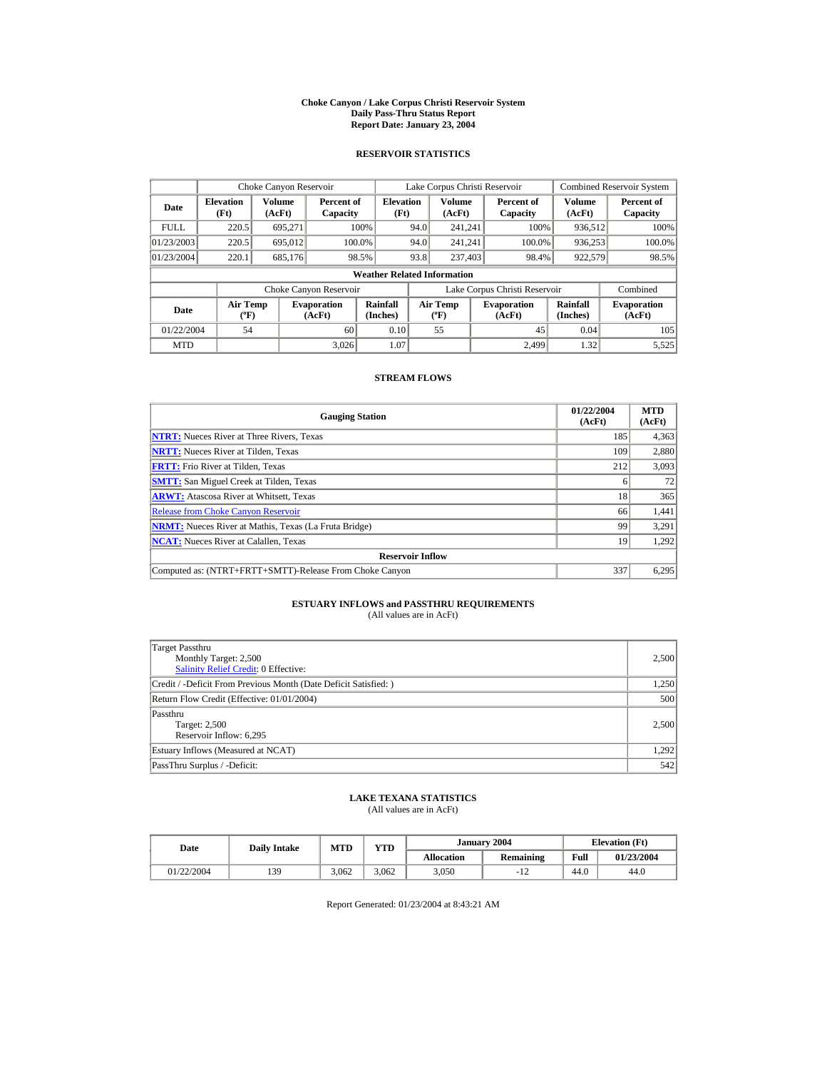# Choke Canyon / Lake Corpus Christi Reservoir System
## Daily Pass-Thru Status Report
## Report Date: January 23, 2004

### RESERVOIR STATISTICS

| Date | Choke Canyon Reservoir | | | Lake Corpus Christi Reservoir | | | Combined Reservoir System | |
|---|---|---|---|---|---|---|---|---|
| | Elevation (Ft) | Volume (AcFt) | Percent of Capacity | Elevation (Ft) | Volume (AcFt) | Percent of Capacity | Volume (AcFt) | Percent of Capacity |
| FULL | 220.5 | 695,271 | 100% | 94.0 | 241,241 | 100% | 936,512 | 100% |
| 01/23/2003 | 220.5 | 695,012 | 100.0% | 94.0 | 241,241 | 100.0% | 936,253 | 100.0% |
| 01/23/2004 | 220.1 | 685,176 | 98.5% | 93.8 | 237,403 | 98.4% | 922,579 | 98.5% |

**Weather Related Information**

| Date | Choke Canyon Reservoir | | | Lake Corpus Christi Reservoir | | | Combined |
|---|---|---|---|---|---|---|---|
| | Air Temp (ºF) | Evaporation (AcFt) | Rainfall (Inches) | Air Temp (ºF) | Evaporation (AcFt) | Rainfall (Inches) | Evaporation (AcFt) |
| 01/22/2004 | 54 | 60 | 0.10 | 55 | 45 | 0.04 | 105 |
| MTD | | 3,026 | 1.07 | | 2,499 | 1.32 | 5,525 |

### STREAM FLOWS

| Gauging Station | 01/22/2004 (AcFt) | MTD (AcFt) |
|---|---|---|
| NTRT: Nueces River at Three Rivers, Texas | 185 | 4,363 |
| NRTT: Nueces River at Tilden, Texas | 109 | 2,880 |
| FRTT: Frio River at Tilden, Texas | 212 | 3,093 |
| SMTT: San Miguel Creek at Tilden, Texas | 6 | 72 |
| ARWT: Atascosa River at Whitsett, Texas | 18 | 365 |
| Release from Choke Canyon Reservoir | 66 | 1,441 |
| NRMT: Nueces River at Mathis, Texas (La Fruta Bridge) | 99 | 3,291 |
| NCAT: Nueces River at Calallen, Texas | 19 | 1,292 |
| **Reservoir Inflow** | | |
| Computed as: (NTRT+FRTT+SMTT)-Release From Choke Canyon | 337 | 6,295 |

### ESTUARY INFLOWS and PASSTHRU REQUIREMENTS
(All values are in AcFt)

| | |
|---|---|
| Target Passthru<br>Monthly Target: 2,500<br>Salinity Relief Credit: 0 Effective: | 2,500 |
| Credit / -Deficit From Previous Month (Date Deficit Satisfied: ) | 1,250 |
| Return Flow Credit (Effective: 01/01/2004) | 500 |
| Passthru<br>Target: 2,500<br>Reservoir Inflow: 6,295 | 2,500 |
| Estuary Inflows (Measured at NCAT) | 1,292 |
| PassThru Surplus / -Deficit: | 542 |

### LAKE TEXANA STATISTICS
(All values are in AcFt)

| Date | Daily Intake | MTD | YTD | January 2004 | | Elevation (Ft) | |
|---|---|---|---|---|---|---|---|
| | | | | Allocation | Remaining | Full | 01/23/2004 |
| 01/22/2004 | 139 | 3,062 | 3,062 | 3,050 | -12 | 44.0 | 44.0 |

Report Generated: 01/23/2004 at 8:43:21 AM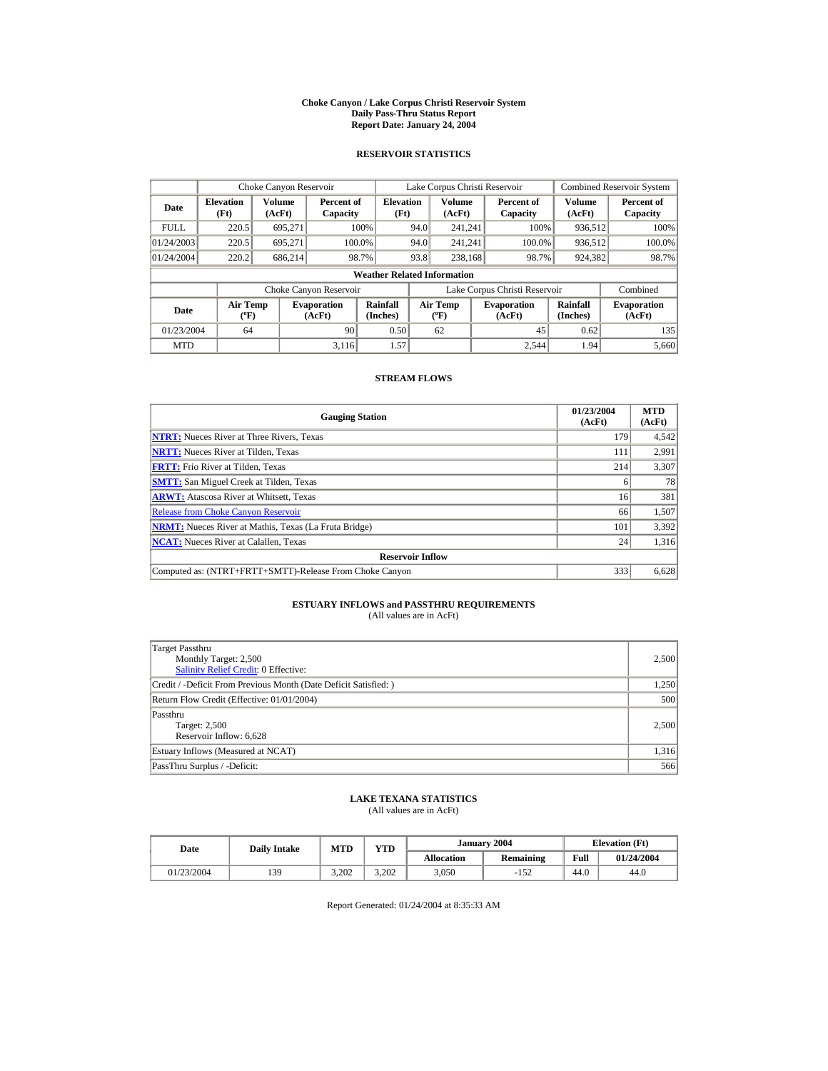# Choke Canyon / Lake Corpus Christi Reservoir System
## Daily Pass-Thru Status Report
### Report Date: January 24, 2004

## RESERVOIR STATISTICS

| | Choke Canyon Reservoir | | | Lake Corpus Christi Reservoir | | | Combined Reservoir System | |
|---|---|---|---|---|---|---|---|---|
| **Date** | **Elevation (Ft)** | **Volume (AcFt)** | **Percent of Capacity** | **Elevation (Ft)** | **Volume (AcFt)** | **Percent of Capacity** | **Volume (AcFt)** | **Percent of Capacity** |
| FULL | 220.5 | 695,271 | 100% | 94.0 | 241,241 | 100% | 936,512 | 100% |
| 01/24/2003 | 220.5 | 695,271 | 100.0% | 94.0 | 241,241 | 100.0% | 936,512 | 100.0% |
| 01/24/2004 | 220.2 | 686,214 | 98.7% | 93.8 | 238,168 | 98.7% | 924,382 | 98.7% |

**Weather Related Information**

| | Choke Canyon Reservoir | | | Lake Corpus Christi Reservoir | | | Combined |
|---|---|---|---|---|---|---|---|
| **Date** | **Air Temp (ºF)** | **Evaporation (AcFt)** | **Rainfall (Inches)** | **Air Temp (ºF)** | **Evaporation (AcFt)** | **Rainfall (Inches)** | **Evaporation (AcFt)** |
| 01/23/2004 | 64 | 90 | 0.50 | 62 | 45 | 0.62 | 135 |
| MTD | | 3,116 | 1.57 | | 2,544 | 1.94 | 5,660 |

## STREAM FLOWS

| Gauging Station | 01/23/2004 (AcFt) | MTD (AcFt) |
|---|---|---|
| **NTRT:** Nueces River at Three Rivers, Texas | 179 | 4,542 |
| **NRTT:** Nueces River at Tilden, Texas | 111 | 2,991 |
| **FRTT:** Frio River at Tilden, Texas | 214 | 3,307 |
| **SMTT:** San Miguel Creek at Tilden, Texas | 6 | 78 |
| **ARWT:** Atascosa River at Whitsett, Texas | 16 | 381 |
| Release from Choke Canyon Reservoir | 66 | 1,507 |
| **NRMT:** Nueces River at Mathis, Texas (La Fruta Bridge) | 101 | 3,392 |
| **NCAT:** Nueces River at Calallen, Texas | 24 | 1,316 |
| **Reservoir Inflow** | | |
| Computed as: (NTRT+FRTT+SMTT)-Release From Choke Canyon | 333 | 6,628 |

## ESTUARY INFLOWS and PASSTHRU REQUIREMENTS
(All values are in AcFt)

| | |
|---|---|
| Target Passthru<br>Monthly Target: 2,500<br>Salinity Relief Credit: 0 Effective: | 2,500 |
| Credit / -Deficit From Previous Month (Date Deficit Satisfied: ) | 1,250 |
| Return Flow Credit (Effective: 01/01/2004) | 500 |
| Passthru<br>Target: 2,500<br>Reservoir Inflow: 6,628 | 2,500 |
| Estuary Inflows (Measured at NCAT) | 1,316 |
| PassThru Surplus / -Deficit: | 566 |

## LAKE TEXANA STATISTICS
(All values are in AcFt)

| Date | Daily Intake | MTD | YTD | January 2004 | | Elevation (Ft) | |
|---|---|---|---|---|---|---|---|
| | | | | **Allocation** | **Remaining** | **Full** | **01/24/2004** |
| 01/23/2004 | 139 | 3,202 | 3,202 | 3,050 | -152 | 44.0 | 44.0 |

Report Generated: 01/24/2004 at 8:35:33 AM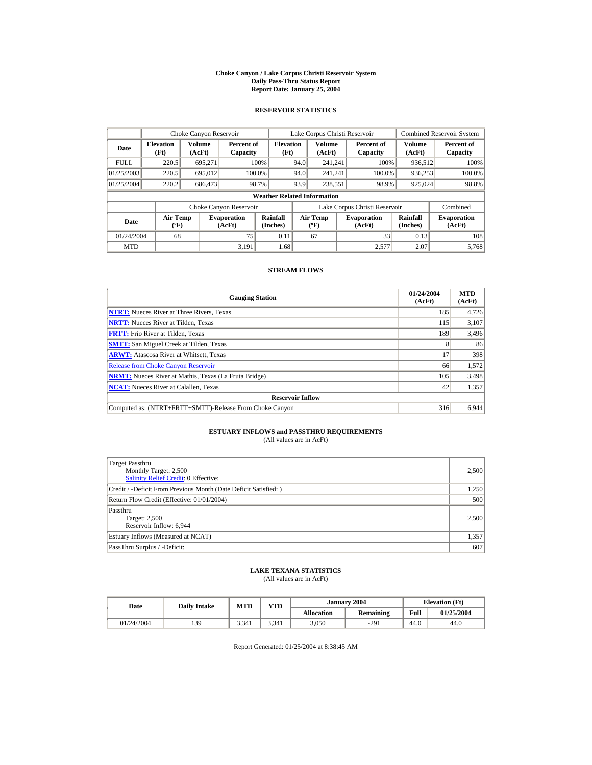# Choke Canyon / Lake Corpus Christi Reservoir System
## Daily Pass-Thru Status Report
## Report Date: January 25, 2004

### RESERVOIR STATISTICS

| Date | Choke Canyon Reservoir | | | Lake Corpus Christi Reservoir | | | Combined Reservoir System | |
|---|---|---|---|---|---|---|---|---|
| | Elevation (Ft) | Volume (AcFt) | Percent of Capacity | Elevation (Ft) | Volume (AcFt) | Percent of Capacity | Volume (AcFt) | Percent of Capacity |
| FULL | 220.5 | 695,271 | 100% | 94.0 | 241,241 | 100% | 936,512 | 100% |
| 01/25/2003 | 220.5 | 695,012 | 100.0% | 94.0 | 241,241 | 100.0% | 936,253 | 100.0% |
| 01/25/2004 | 220.2 | 686,473 | 98.7% | 93.9 | 238,551 | 98.9% | 925,024 | 98.8% |

**Weather Related Information**

| Date | Choke Canyon Reservoir | | | Lake Corpus Christi Reservoir | | | Combined |
|---|---|---|---|---|---|---|---|
| | Air Temp (ºF) | Evaporation (AcFt) | Rainfall (Inches) | Air Temp (ºF) | Evaporation (AcFt) | Rainfall (Inches) | Evaporation (AcFt) |
| 01/24/2004 | 68 | 75 | 0.11 | 67 | 33 | 0.13 | 108 |
| MTD | | 3,191 | 1.68 | | 2,577 | 2.07 | 5,768 |

### STREAM FLOWS

| Gauging Station | 01/24/2004 (AcFt) | MTD (AcFt) |
|---|---|---|
| NTRT: Nueces River at Three Rivers, Texas | 185 | 4,726 |
| NRTT: Nueces River at Tilden, Texas | 115 | 3,107 |
| FRTT: Frio River at Tilden, Texas | 189 | 3,496 |
| SMTT: San Miguel Creek at Tilden, Texas | 8 | 86 |
| ARWT: Atascosa River at Whitsett, Texas | 17 | 398 |
| Release from Choke Canyon Reservoir | 66 | 1,572 |
| NRMT: Nueces River at Mathis, Texas (La Fruta Bridge) | 105 | 3,498 |
| NCAT: Nueces River at Calallen, Texas | 42 | 1,357 |
| **Reservoir Inflow** | | |
| Computed as: (NTRT+FRTT+SMTT)-Release From Choke Canyon | 316 | 6,944 |

### ESTUARY INFLOWS and PASSTHRU REQUIREMENTS
(All values are in AcFt)

| | |
|---|---|
| Target Passthru<br>Monthly Target: 2,500<br>Salinity Relief Credit: 0 Effective: | 2,500 |
| Credit / -Deficit From Previous Month (Date Deficit Satisfied: ) | 1,250 |
| Return Flow Credit (Effective: 01/01/2004) | 500 |
| Passthru<br>Target: 2,500<br>Reservoir Inflow: 6,944 | 2,500 |
| Estuary Inflows (Measured at NCAT) | 1,357 |
| PassThru Surplus / -Deficit: | 607 |

### LAKE TEXANA STATISTICS
(All values are in AcFt)

| Date | Daily Intake | MTD | YTD | January 2004 | | Elevation (Ft) | |
|---|---|---|---|---|---|---|---|
| | | | | Allocation | Remaining | Full | 01/25/2004 |
| 01/24/2004 | 139 | 3,341 | 3,341 | 3,050 | -291 | 44.0 | 44.0 |

Report Generated: 01/25/2004 at 8:38:45 AM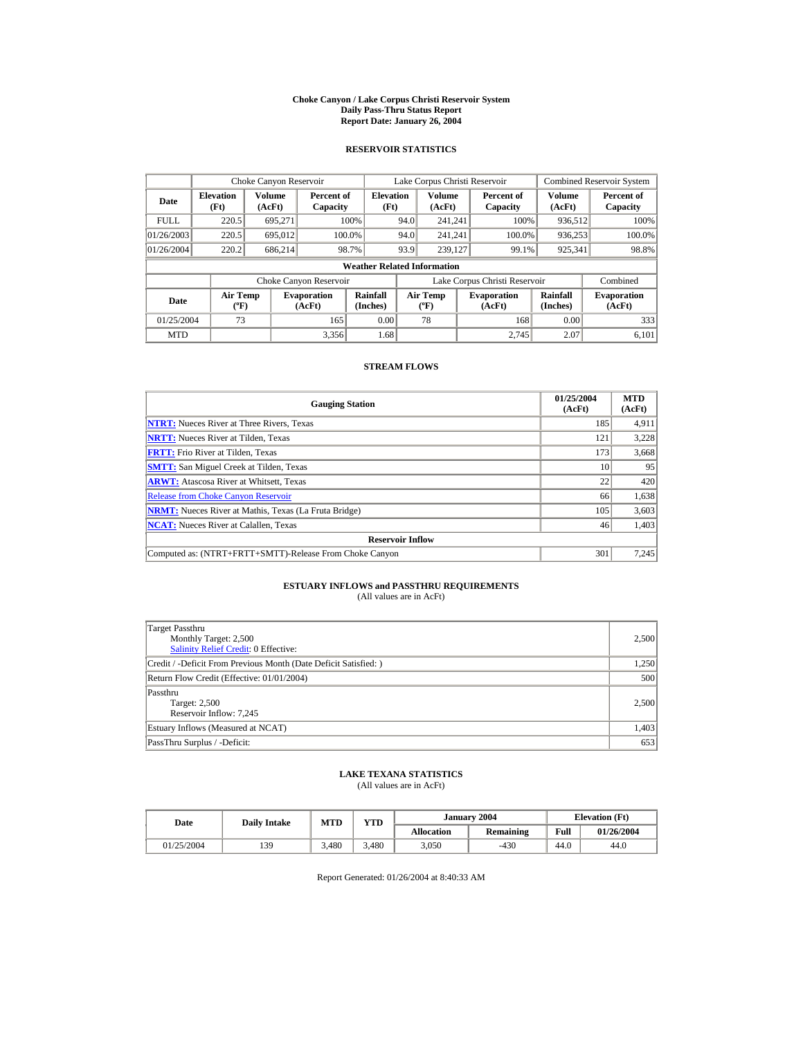# Choke Canyon / Lake Corpus Christi Reservoir System
## Daily Pass-Thru Status Report
### Report Date: January 26, 2004

## RESERVOIR STATISTICS

| | Choke Canyon Reservoir | | | Lake Corpus Christi Reservoir | | | Combined Reservoir System | |
|---|---|---|---|---|---|---|---|---|
| Date | Elevation (Ft) | Volume (AcFt) | Percent of Capacity | Elevation (Ft) | Volume (AcFt) | Percent of Capacity | Volume (AcFt) | Percent of Capacity |
| FULL | 220.5 | 695,271 | 100% | 94.0 | 241,241 | 100% | 936,512 | 100% |
| 01/26/2003 | 220.5 | 695,012 | 100.0% | 94.0 | 241,241 | 100.0% | 936,253 | 100.0% |
| 01/26/2004 | 220.2 | 686,214 | 98.7% | 93.9 | 239,127 | 99.1% | 925,341 | 98.8% |

**Weather Related Information**

| | Choke Canyon Reservoir | | | Lake Corpus Christi Reservoir | | | Combined |
|---|---|---|---|---|---|---|---|
| Date | Air Temp (ºF) | Evaporation (AcFt) | Rainfall (Inches) | Air Temp (ºF) | Evaporation (AcFt) | Rainfall (Inches) | Evaporation (AcFt) |
| 01/25/2004 | 73 | 165 | 0.00 | 78 | 168 | 0.00 | 333 |
| MTD | | 3,356 | 1.68 | | 2,745 | 2.07 | 6,101 |

## STREAM FLOWS

| Gauging Station | 01/25/2004 (AcFt) | MTD (AcFt) |
|---|---|---|
| NTRT: Nueces River at Three Rivers, Texas | 185 | 4,911 |
| NRTT: Nueces River at Tilden, Texas | 121 | 3,228 |
| FRTT: Frio River at Tilden, Texas | 173 | 3,668 |
| SMTT: San Miguel Creek at Tilden, Texas | 10 | 95 |
| ARWT: Atascosa River at Whitsett, Texas | 22 | 420 |
| Release from Choke Canyon Reservoir | 66 | 1,638 |
| NRMT: Nueces River at Mathis, Texas (La Fruta Bridge) | 105 | 3,603 |
| NCAT: Nueces River at Calallen, Texas | 46 | 1,403 |
| **Reservoir Inflow** | | |
| Computed as: (NTRT+FRTT+SMTT)-Release From Choke Canyon | 301 | 7,245 |

## ESTUARY INFLOWS and PASSTHRU REQUIREMENTS
(All values are in AcFt)

| | |
|---|---|
| Target Passthru<br>Monthly Target: 2,500<br>Salinity Relief Credit: 0 Effective: | 2,500 |
| Credit / -Deficit From Previous Month (Date Deficit Satisfied: ) | 1,250 |
| Return Flow Credit (Effective: 01/01/2004) | 500 |
| Passthru<br>Target: 2,500<br>Reservoir Inflow: 7,245 | 2,500 |
| Estuary Inflows (Measured at NCAT) | 1,403 |
| PassThru Surplus / -Deficit: | 653 |

## LAKE TEXANA STATISTICS
(All values are in AcFt)

| Date | Daily Intake | MTD | YTD | January 2004 | | Elevation (Ft) | |
|---|---|---|---|---|---|---|---|
| | | | | Allocation | Remaining | Full | 01/26/2004 |
| 01/25/2004 | 139 | 3,480 | 3,480 | 3,050 | -430 | 44.0 | 44.0 |

Report Generated: 01/26/2004 at 8:40:33 AM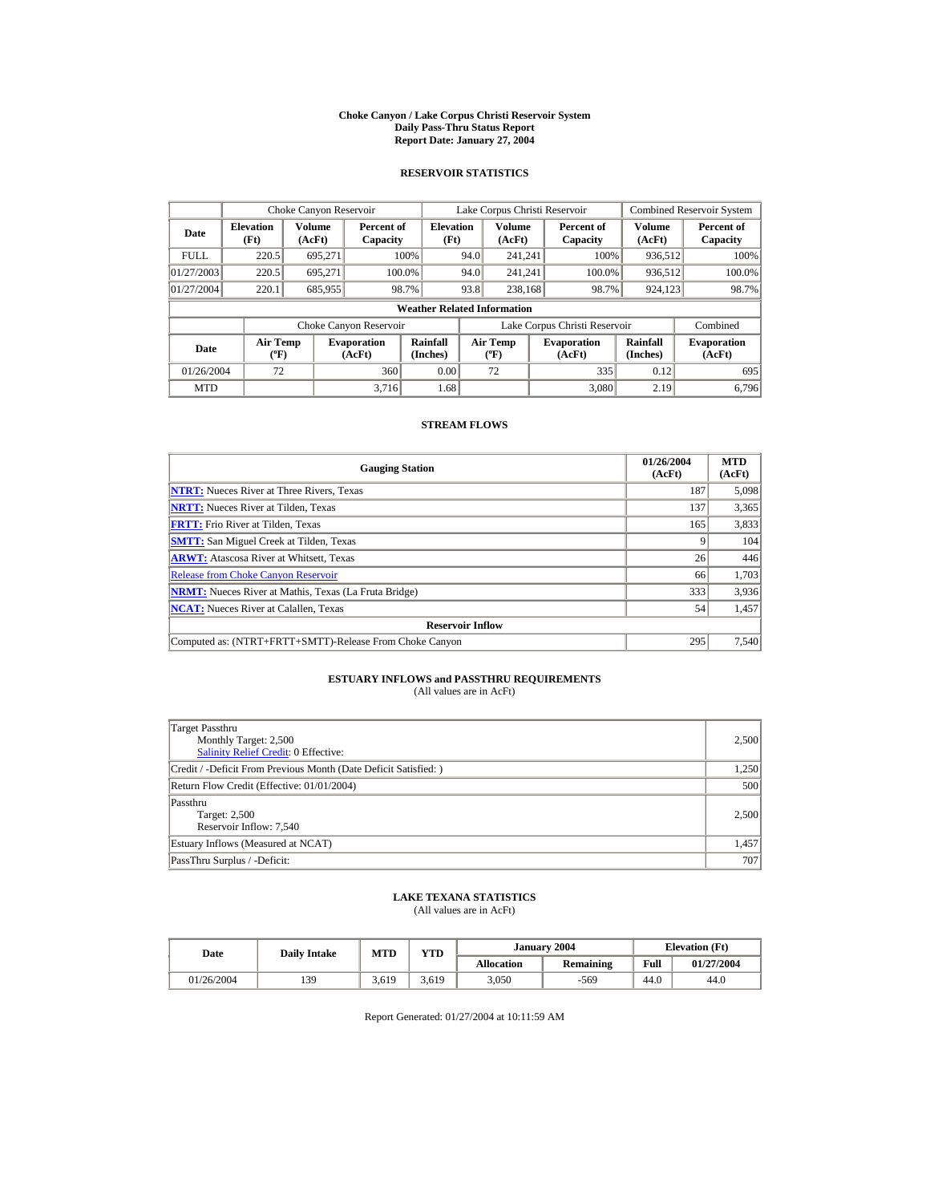# Choke Canyon / Lake Corpus Christi Reservoir System
## Daily Pass-Thru Status Report
## Report Date: January 27, 2004

### RESERVOIR STATISTICS

| Date | Choke Canyon Reservoir | | | Lake Corpus Christi Reservoir | | | Combined Reservoir System | |
|---|---|---|---|---|---|---|---|---|
| | Elevation (Ft) | Volume (AcFt) | Percent of Capacity | Elevation (Ft) | Volume (AcFt) | Percent of Capacity | Volume (AcFt) | Percent of Capacity |
| FULL | 220.5 | 695,271 | 100% | 94.0 | 241,241 | 100% | 936,512 | 100% |
| 01/27/2003 | 220.5 | 695,271 | 100.0% | 94.0 | 241,241 | 100.0% | 936,512 | 100.0% |
| 01/27/2004 | 220.1 | 685,955 | 98.7% | 93.8 | 238,168 | 98.7% | 924,123 | 98.7% |

**Weather Related Information**

| Date | Choke Canyon Reservoir | | | Lake Corpus Christi Reservoir | | | Combined |
|---|---|---|---|---|---|---|---|
| | Air Temp (ºF) | Evaporation (AcFt) | Rainfall (Inches) | Air Temp (ºF) | Evaporation (AcFt) | Rainfall (Inches) | Evaporation (AcFt) |
| 01/26/2004 | 72 | 360 | 0.00 | 72 | 335 | 0.12 | 695 |
| MTD | | 3,716 | 1.68 | | 3,080 | 2.19 | 6,796 |

### STREAM FLOWS

| Gauging Station | 01/26/2004 (AcFt) | MTD (AcFt) |
|---|---|---|
| NTRT: Nueces River at Three Rivers, Texas | 187 | 5,098 |
| NRTT: Nueces River at Tilden, Texas | 137 | 3,365 |
| FRTT: Frio River at Tilden, Texas | 165 | 3,833 |
| SMTT: San Miguel Creek at Tilden, Texas | 9 | 104 |
| ARWT: Atascosa River at Whitsett, Texas | 26 | 446 |
| Release from Choke Canyon Reservoir | 66 | 1,703 |
| NRMT: Nueces River at Mathis, Texas (La Fruta Bridge) | 333 | 3,936 |
| NCAT: Nueces River at Calallen, Texas | 54 | 1,457 |
| **Reservoir Inflow** | | |
| Computed as: (NTRT+FRTT+SMTT)-Release From Choke Canyon | 295 | 7,540 |

### ESTUARY INFLOWS and PASSTHRU REQUIREMENTS
(All values are in AcFt)

| | |
|---|---|
| Target Passthru<br>Monthly Target: 2,500<br>Salinity Relief Credit: 0 Effective: | 2,500 |
| Credit / -Deficit From Previous Month (Date Deficit Satisfied: ) | 1,250 |
| Return Flow Credit (Effective: 01/01/2004) | 500 |
| Passthru<br>Target: 2,500<br>Reservoir Inflow: 7,540 | 2,500 |
| Estuary Inflows (Measured at NCAT) | 1,457 |
| PassThru Surplus / -Deficit: | 707 |

### LAKE TEXANA STATISTICS
(All values are in AcFt)

| Date | Daily Intake | MTD | YTD | January 2004 | | Elevation (Ft) | |
|---|---|---|---|---|---|---|---|
| | | | | Allocation | Remaining | Full | 01/27/2004 |
| 01/26/2004 | 139 | 3,619 | 3,619 | 3,050 | -569 | 44.0 | 44.0 |

Report Generated: 01/27/2004 at 10:11:59 AM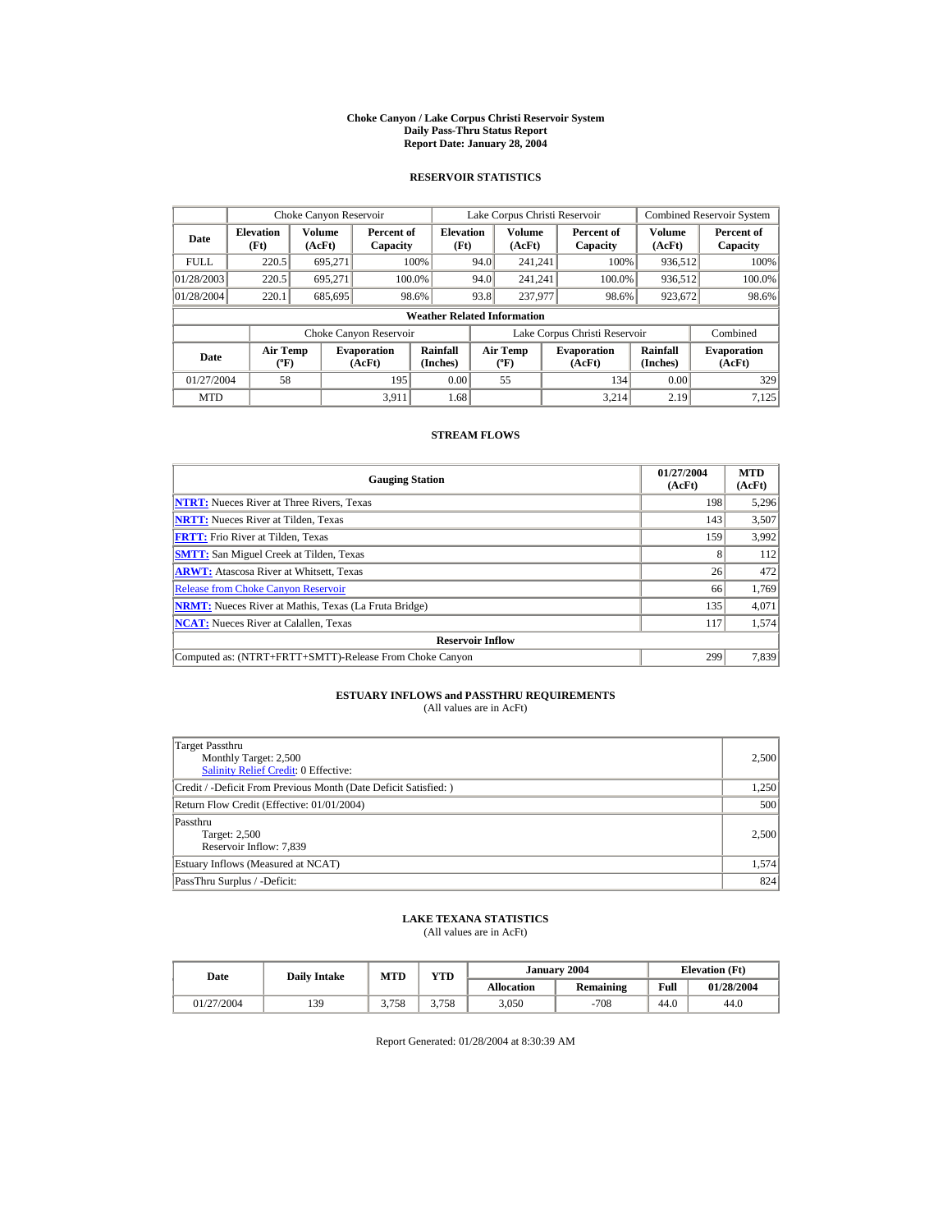# Choke Canyon / Lake Corpus Christi Reservoir System
## Daily Pass-Thru Status Report
## Report Date: January 28, 2004

### RESERVOIR STATISTICS

| Date | Choke Canyon Reservoir | | | Lake Corpus Christi Reservoir | | | Combined Reservoir System | |
|---|---|---|---|---|---|---|---|---|
| | Elevation (Ft) | Volume (AcFt) | Percent of Capacity | Elevation (Ft) | Volume (AcFt) | Percent of Capacity | Volume (AcFt) | Percent of Capacity |
| FULL | 220.5 | 695,271 | 100% | 94.0 | 241,241 | 100% | 936,512 | 100% |
| 01/28/2003 | 220.5 | 695,271 | 100.0% | 94.0 | 241,241 | 100.0% | 936,512 | 100.0% |
| 01/28/2004 | 220.1 | 685,695 | 98.6% | 93.8 | 237,977 | 98.6% | 923,672 | 98.6% |

**Weather Related Information**

| Date | Choke Canyon Reservoir | | | Lake Corpus Christi Reservoir | | | Combined |
|---|---|---|---|---|---|---|---|
| | Air Temp (ºF) | Evaporation (AcFt) | Rainfall (Inches) | Air Temp (ºF) | Evaporation (AcFt) | Rainfall (Inches) | Evaporation (AcFt) |
| 01/27/2004 | 58 | 195 | 0.00 | 55 | 134 | 0.00 | 329 |
| MTD | | 3,911 | 1.68 | | 3,214 | 2.19 | 7,125 |

### STREAM FLOWS

| Gauging Station | 01/27/2004 (AcFt) | MTD (AcFt) |
|---|---|---|
| **NTRT:** Nueces River at Three Rivers, Texas | 198 | 5,296 |
| **NRTT:** Nueces River at Tilden, Texas | 143 | 3,507 |
| **FRTT:** Frio River at Tilden, Texas | 159 | 3,992 |
| **SMTT:** San Miguel Creek at Tilden, Texas | 8 | 112 |
| **ARWT:** Atascosa River at Whitsett, Texas | 26 | 472 |
| Release from Choke Canyon Reservoir | 66 | 1,769 |
| **NRMT:** Nueces River at Mathis, Texas (La Fruta Bridge) | 135 | 4,071 |
| **NCAT:** Nueces River at Calallen, Texas | 117 | 1,574 |
| **Reservoir Inflow** | | |
| Computed as: (NTRT+FRTT+SMTT)-Release From Choke Canyon | 299 | 7,839 |

### ESTUARY INFLOWS and PASSTHRU REQUIREMENTS
(All values are in AcFt)

| | |
|---|---|
| Target Passthru<br>Monthly Target: 2,500<br>Salinity Relief Credit: 0 Effective: | 2,500 |
| Credit / -Deficit From Previous Month (Date Deficit Satisfied: ) | 1,250 |
| Return Flow Credit (Effective: 01/01/2004) | 500 |
| Passthru<br>Target: 2,500<br>Reservoir Inflow: 7,839 | 2,500 |
| Estuary Inflows (Measured at NCAT) | 1,574 |
| PassThru Surplus / -Deficit: | 824 |

### LAKE TEXANA STATISTICS
(All values are in AcFt)

| Date | Daily Intake | MTD | YTD | January 2004 | | Elevation (Ft) | |
|---|---|---|---|---|---|---|---|
| | | | | Allocation | Remaining | Full | 01/28/2004 |
| 01/27/2004 | 139 | 3,758 | 3,758 | 3,050 | -708 | 44.0 | 44.0 |

Report Generated: 01/28/2004 at 8:30:39 AM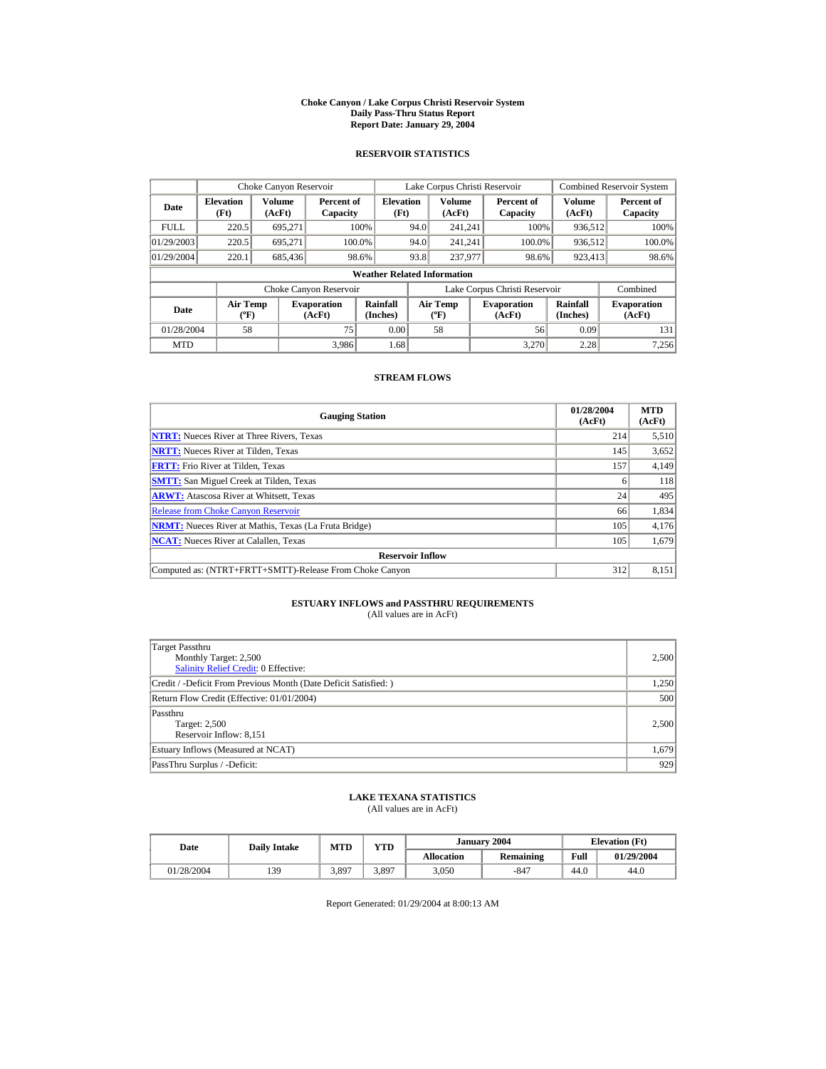# Choke Canyon / Lake Corpus Christi Reservoir System
## Daily Pass-Thru Status Report
## Report Date: January 29, 2004

### RESERVOIR STATISTICS

| Date | Choke Canyon Reservoir | | | Lake Corpus Christi Reservoir | | | Combined Reservoir System | |
|---|---|---|---|---|---|---|---|---|
| | Elevation (Ft) | Volume (AcFt) | Percent of Capacity | Elevation (Ft) | Volume (AcFt) | Percent of Capacity | Volume (AcFt) | Percent of Capacity |
| FULL | 220.5 | 695,271 | 100% | 94.0 | 241,241 | 100% | 936,512 | 100% |
| 01/29/2003 | 220.5 | 695,271 | 100.0% | 94.0 | 241,241 | 100.0% | 936,512 | 100.0% |
| 01/29/2004 | 220.1 | 685,436 | 98.6% | 93.8 | 237,977 | 98.6% | 923,413 | 98.6% |

**Weather Related Information**

| Date | Choke Canyon Reservoir | | | Lake Corpus Christi Reservoir | | | Combined |
|---|---|---|---|---|---|---|---|
| | Air Temp (ºF) | Evaporation (AcFt) | Rainfall (Inches) | Air Temp (ºF) | Evaporation (AcFt) | Rainfall (Inches) | Evaporation (AcFt) |
| 01/28/2004 | 58 | 75 | 0.00 | 58 | 56 | 0.09 | 131 |
| MTD | | 3,986 | 1.68 | | 3,270 | 2.28 | 7,256 |

### STREAM FLOWS

| Gauging Station | 01/28/2004 (AcFt) | MTD (AcFt) |
|---|---|---|
| NTRT: Nueces River at Three Rivers, Texas | 214 | 5,510 |
| NRTT: Nueces River at Tilden, Texas | 145 | 3,652 |
| FRTT: Frio River at Tilden, Texas | 157 | 4,149 |
| SMTT: San Miguel Creek at Tilden, Texas | 6 | 118 |
| ARWT: Atascosa River at Whitsett, Texas | 24 | 495 |
| Release from Choke Canyon Reservoir | 66 | 1,834 |
| NRMT: Nueces River at Mathis, Texas (La Fruta Bridge) | 105 | 4,176 |
| NCAT: Nueces River at Calallen, Texas | 105 | 1,679 |
| **Reservoir Inflow** | | |
| Computed as: (NTRT+FRTT+SMTT)-Release From Choke Canyon | 312 | 8,151 |

### ESTUARY INFLOWS and PASSTHRU REQUIREMENTS
(All values are in AcFt)

| | |
|---|---|
| Target Passthru<br>Monthly Target: 2,500<br>Salinity Relief Credit: 0 Effective: | 2,500 |
| Credit / -Deficit From Previous Month (Date Deficit Satisfied: ) | 1,250 |
| Return Flow Credit (Effective: 01/01/2004) | 500 |
| Passthru<br>Target: 2,500<br>Reservoir Inflow: 8,151 | 2,500 |
| Estuary Inflows (Measured at NCAT) | 1,679 |
| PassThru Surplus / -Deficit: | 929 |

### LAKE TEXANA STATISTICS
(All values are in AcFt)

| Date | Daily Intake | MTD | YTD | January 2004 | | Elevation (Ft) | |
|---|---|---|---|---|---|---|---|
| | | | | Allocation | Remaining | Full | 01/29/2004 |
| 01/28/2004 | 139 | 3,897 | 3,897 | 3,050 | -847 | 44.0 | 44.0 |

Report Generated: 01/29/2004 at 8:00:13 AM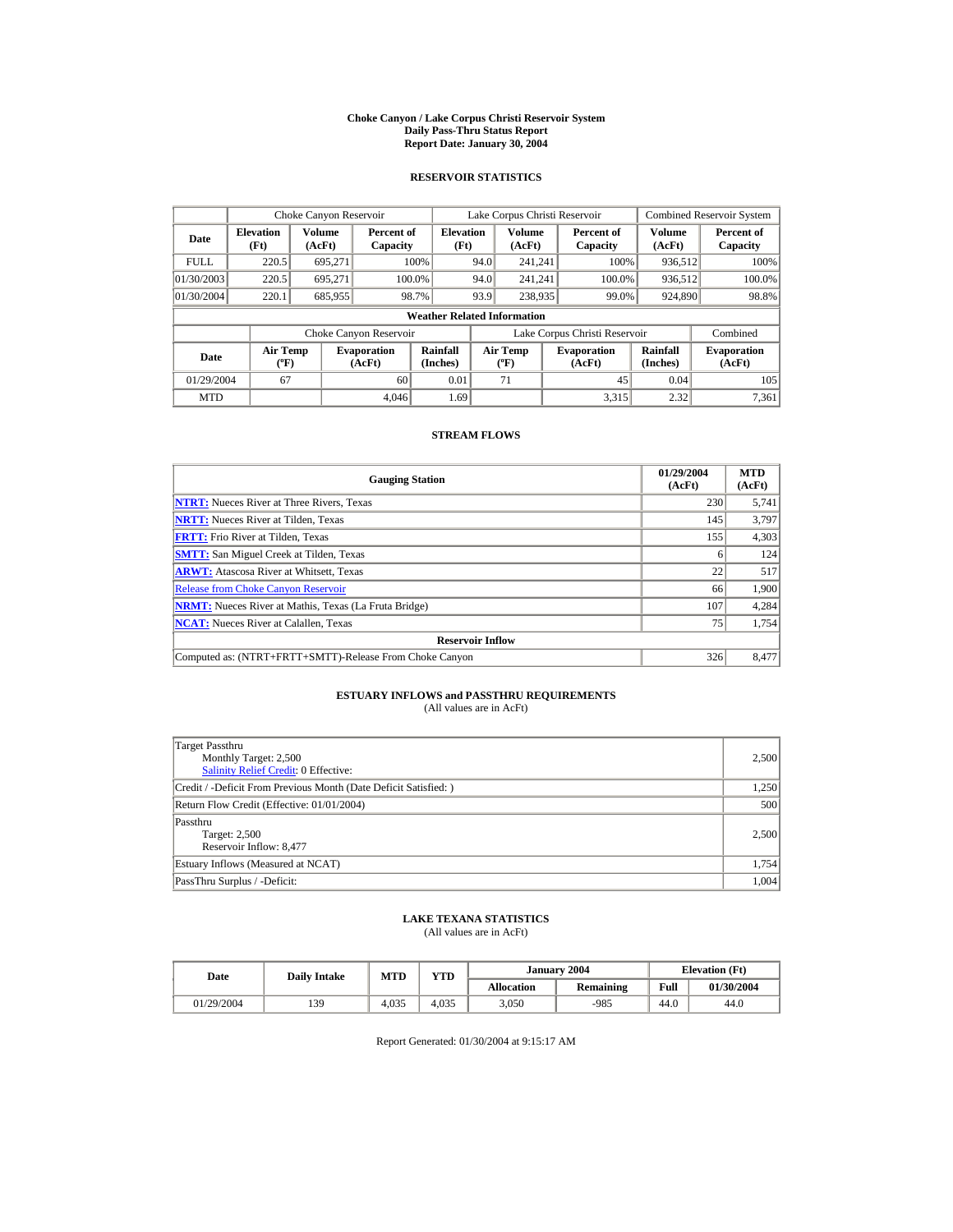# Choke Canyon / Lake Corpus Christi Reservoir System
## Daily Pass-Thru Status Report
## Report Date: January 30, 2004

### RESERVOIR STATISTICS

| Date | Choke Canyon Reservoir | | | Lake Corpus Christi Reservoir | | | Combined Reservoir System | |
|---|---|---|---|---|---|---|---|---|
| | Elevation (Ft) | Volume (AcFt) | Percent of Capacity | Elevation (Ft) | Volume (AcFt) | Percent of Capacity | Volume (AcFt) | Percent of Capacity |
| FULL | 220.5 | 695,271 | 100% | 94.0 | 241,241 | 100% | 936,512 | 100% |
| 01/30/2003 | 220.5 | 695,271 | 100.0% | 94.0 | 241,241 | 100.0% | 936,512 | 100.0% |
| 01/30/2004 | 220.1 | 685,955 | 98.7% | 93.9 | 238,935 | 99.0% | 924,890 | 98.8% |

**Weather Related Information**

| Date | Choke Canyon Reservoir | | | Lake Corpus Christi Reservoir | | | Combined |
|---|---|---|---|---|---|---|---|
| | Air Temp (ºF) | Evaporation (AcFt) | Rainfall (Inches) | Air Temp (ºF) | Evaporation (AcFt) | Rainfall (Inches) | Evaporation (AcFt) |
| 01/29/2004 | 67 | 60 | 0.01 | 71 | 45 | 0.04 | 105 |
| MTD | | 4,046 | 1.69 | | 3,315 | 2.32 | 7,361 |

### STREAM FLOWS

| Gauging Station | 01/29/2004 (AcFt) | MTD (AcFt) |
|---|---|---|
| **NTRT:** Nueces River at Three Rivers, Texas | 230 | 5,741 |
| **NRTT:** Nueces River at Tilden, Texas | 145 | 3,797 |
| **FRTT:** Frio River at Tilden, Texas | 155 | 4,303 |
| **SMTT:** San Miguel Creek at Tilden, Texas | 6 | 124 |
| **ARWT:** Atascosa River at Whitsett, Texas | 22 | 517 |
| Release from Choke Canyon Reservoir | 66 | 1,900 |
| **NRMT:** Nueces River at Mathis, Texas (La Fruta Bridge) | 107 | 4,284 |
| **NCAT:** Nueces River at Calallen, Texas | 75 | 1,754 |
| **Reservoir Inflow** | | |
| Computed as: (NTRT+FRTT+SMTT)-Release From Choke Canyon | 326 | 8,477 |

### ESTUARY INFLOWS and PASSTHRU REQUIREMENTS
(All values are in AcFt)

| | |
|---|---|
| Target Passthru<br>Monthly Target: 2,500<br>Salinity Relief Credit: 0 Effective: | 2,500 |
| Credit / -Deficit From Previous Month (Date Deficit Satisfied: ) | 1,250 |
| Return Flow Credit (Effective: 01/01/2004) | 500 |
| Passthru<br>Target: 2,500<br>Reservoir Inflow: 8,477 | 2,500 |
| Estuary Inflows (Measured at NCAT) | 1,754 |
| PassThru Surplus / -Deficit: | 1,004 |

### LAKE TEXANA STATISTICS
(All values are in AcFt)

| Date | Daily Intake | MTD | YTD | January 2004 | | Elevation (Ft) | |
|---|---|---|---|---|---|---|---|
| | | | | Allocation | Remaining | Full | 01/30/2004 |
| 01/29/2004 | 139 | 4,035 | 4,035 | 3,050 | -985 | 44.0 | 44.0 |

Report Generated: 01/30/2004 at 9:15:17 AM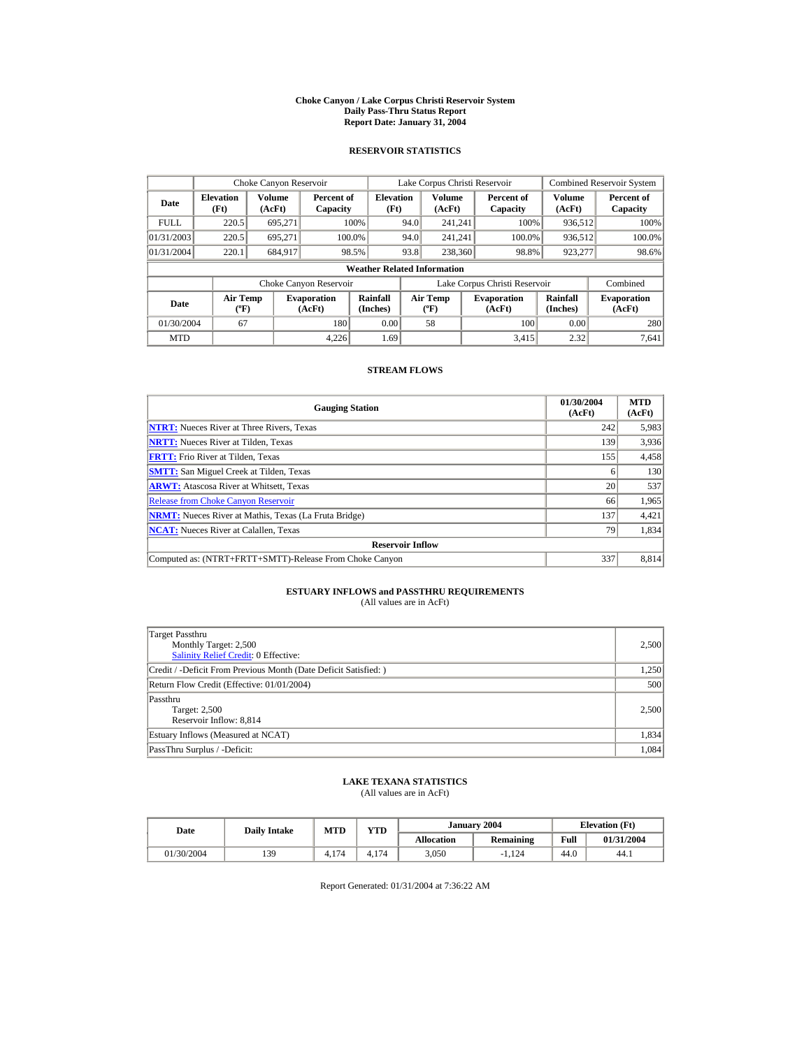# Choke Canyon / Lake Corpus Christi Reservoir System
## Daily Pass-Thru Status Report
## Report Date: January 31, 2004

### RESERVOIR STATISTICS

| Date | Choke Canyon Reservoir | | | Lake Corpus Christi Reservoir | | | Combined Reservoir System | |
|---|---|---|---|---|---|---|---|---|
| | Elevation (Ft) | Volume (AcFt) | Percent of Capacity | Elevation (Ft) | Volume (AcFt) | Percent of Capacity | Volume (AcFt) | Percent of Capacity |
| FULL | 220.5 | 695,271 | 100% | 94.0 | 241,241 | 100% | 936,512 | 100% |
| 01/31/2003 | 220.5 | 695,271 | 100.0% | 94.0 | 241,241 | 100.0% | 936,512 | 100.0% |
| 01/31/2004 | 220.1 | 684,917 | 98.5% | 93.8 | 238,360 | 98.8% | 923,277 | 98.6% |

**Weather Related Information**

| Date | Choke Canyon Reservoir | | | Lake Corpus Christi Reservoir | | | Combined |
|---|---|---|---|---|---|---|---|
| | Air Temp (ºF) | Evaporation (AcFt) | Rainfall (Inches) | Air Temp (ºF) | Evaporation (AcFt) | Rainfall (Inches) | Evaporation (AcFt) |
| 01/30/2004 | 67 | 180 | 0.00 | 58 | 100 | 0.00 | 280 |
| MTD | | 4,226 | 1.69 | | 3,415 | 2.32 | 7,641 |

### STREAM FLOWS

| Gauging Station | 01/30/2004 (AcFt) | MTD (AcFt) |
|---|---|---|
| NTRT: Nueces River at Three Rivers, Texas | 242 | 5,983 |
| NRTT: Nueces River at Tilden, Texas | 139 | 3,936 |
| FRTT: Frio River at Tilden, Texas | 155 | 4,458 |
| SMTT: San Miguel Creek at Tilden, Texas | 6 | 130 |
| ARWT: Atascosa River at Whitsett, Texas | 20 | 537 |
| Release from Choke Canyon Reservoir | 66 | 1,965 |
| NRMT: Nueces River at Mathis, Texas (La Fruta Bridge) | 137 | 4,421 |
| NCAT: Nueces River at Calallen, Texas | 79 | 1,834 |
| **Reservoir Inflow** | | |
| Computed as: (NTRT+FRTT+SMTT)-Release From Choke Canyon | 337 | 8,814 |

### ESTUARY INFLOWS and PASSTHRU REQUIREMENTS
(All values are in AcFt)

| | |
|---|---|
| Target Passthru<br>Monthly Target: 2,500<br>Salinity Relief Credit: 0 Effective: | 2,500 |
| Credit / -Deficit From Previous Month (Date Deficit Satisfied: ) | 1,250 |
| Return Flow Credit (Effective: 01/01/2004) | 500 |
| Passthru<br>Target: 2,500<br>Reservoir Inflow: 8,814 | 2,500 |
| Estuary Inflows (Measured at NCAT) | 1,834 |
| PassThru Surplus / -Deficit: | 1,084 |

### LAKE TEXANA STATISTICS
(All values are in AcFt)

| Date | Daily Intake | MTD | YTD | January 2004 | | Elevation (Ft) | |
|---|---|---|---|---|---|---|---|
| | | | | Allocation | Remaining | Full | 01/31/2004 |
| 01/30/2004 | 139 | 4,174 | 4,174 | 3,050 | -1,124 | 44.0 | 44.1 |

Report Generated: 01/31/2004 at 7:36:22 AM